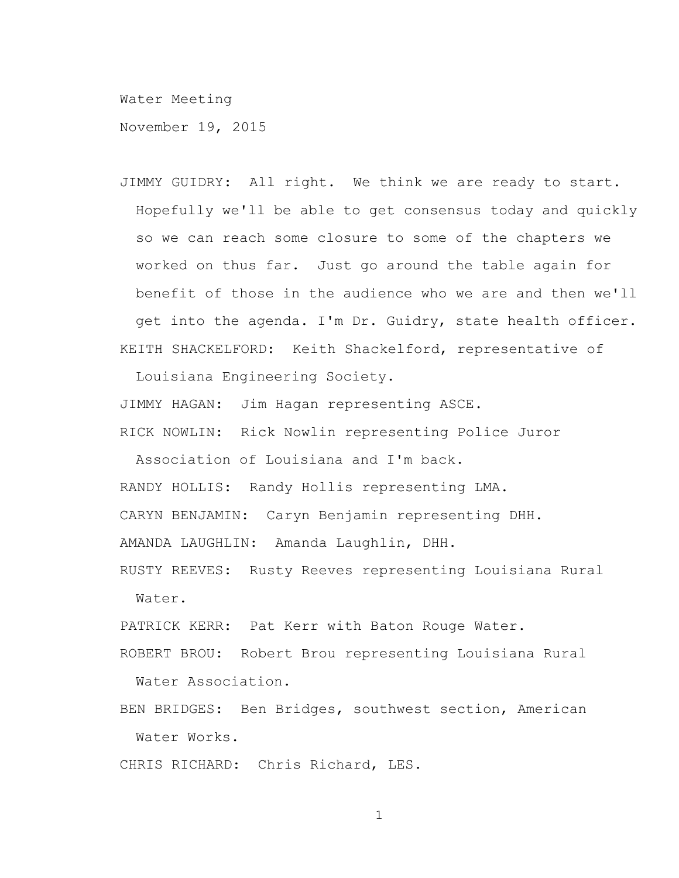Water Meeting

November 19, 2015

JIMMY GUIDRY: All right. We think we are ready to start. Hopefully we'll be able to get consensus today and quickly so we can reach some closure to some of the chapters we worked on thus far. Just go around the table again for benefit of those in the audience who we are and then we'll get into the agenda. I'm Dr. Guidry, state health officer.

KEITH SHACKELFORD: Keith Shackelford, representative of Louisiana Engineering Society.

JIMMY HAGAN: Jim Hagan representing ASCE.

RICK NOWLIN: Rick Nowlin representing Police Juror Association of Louisiana and I'm back.

RANDY HOLLIS: Randy Hollis representing LMA.

CARYN BENJAMIN: Caryn Benjamin representing DHH.

AMANDA LAUGHLIN: Amanda Laughlin, DHH.

RUSTY REEVES: Rusty Reeves representing Louisiana Rural Water.

PATRICK KERR: Pat Kerr with Baton Rouge Water.

ROBERT BROU: Robert Brou representing Louisiana Rural Water Association.

BEN BRIDGES: Ben Bridges, southwest section, American Water Works.

CHRIS RICHARD: Chris Richard, LES.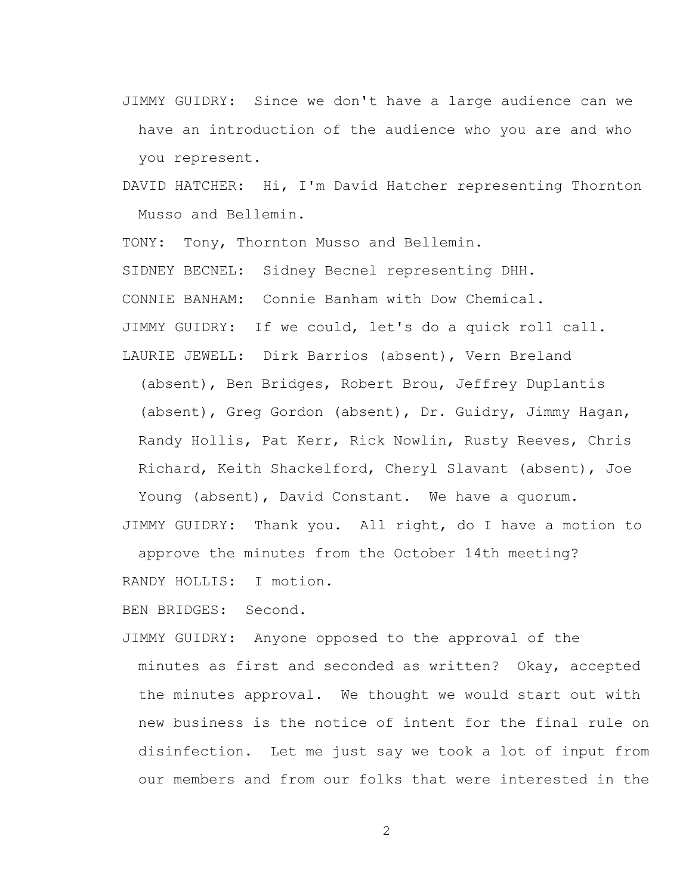JIMMY GUIDRY: Since we don't have a large audience can we have an introduction of the audience who you are and who you represent.

DAVID HATCHER: Hi, I'm David Hatcher representing Thornton Musso and Bellemin.

TONY: Tony, Thornton Musso and Bellemin.

SIDNEY BECNEL: Sidney Becnel representing DHH.

CONNIE BANHAM: Connie Banham with Dow Chemical.

JIMMY GUIDRY: If we could, let's do a quick roll call.

LAURIE JEWELL: Dirk Barrios (absent), Vern Breland (absent), Ben Bridges, Robert Brou, Jeffrey Duplantis (absent), Greg Gordon (absent), Dr. Guidry, Jimmy Hagan, Randy Hollis, Pat Kerr, Rick Nowlin, Rusty Reeves, Chris Richard, Keith Shackelford, Cheryl Slavant (absent), Joe Young (absent), David Constant. We have a quorum.

JIMMY GUIDRY: Thank you. All right, do I have a motion to approve the minutes from the October 14th meeting?

RANDY HOLLIS: I motion.

BEN BRIDGES: Second.

JIMMY GUIDRY: Anyone opposed to the approval of the minutes as first and seconded as written? Okay, accepted the minutes approval. We thought we would start out with new business is the notice of intent for the final rule on disinfection. Let me just say we took a lot of input from our members and from our folks that were interested in the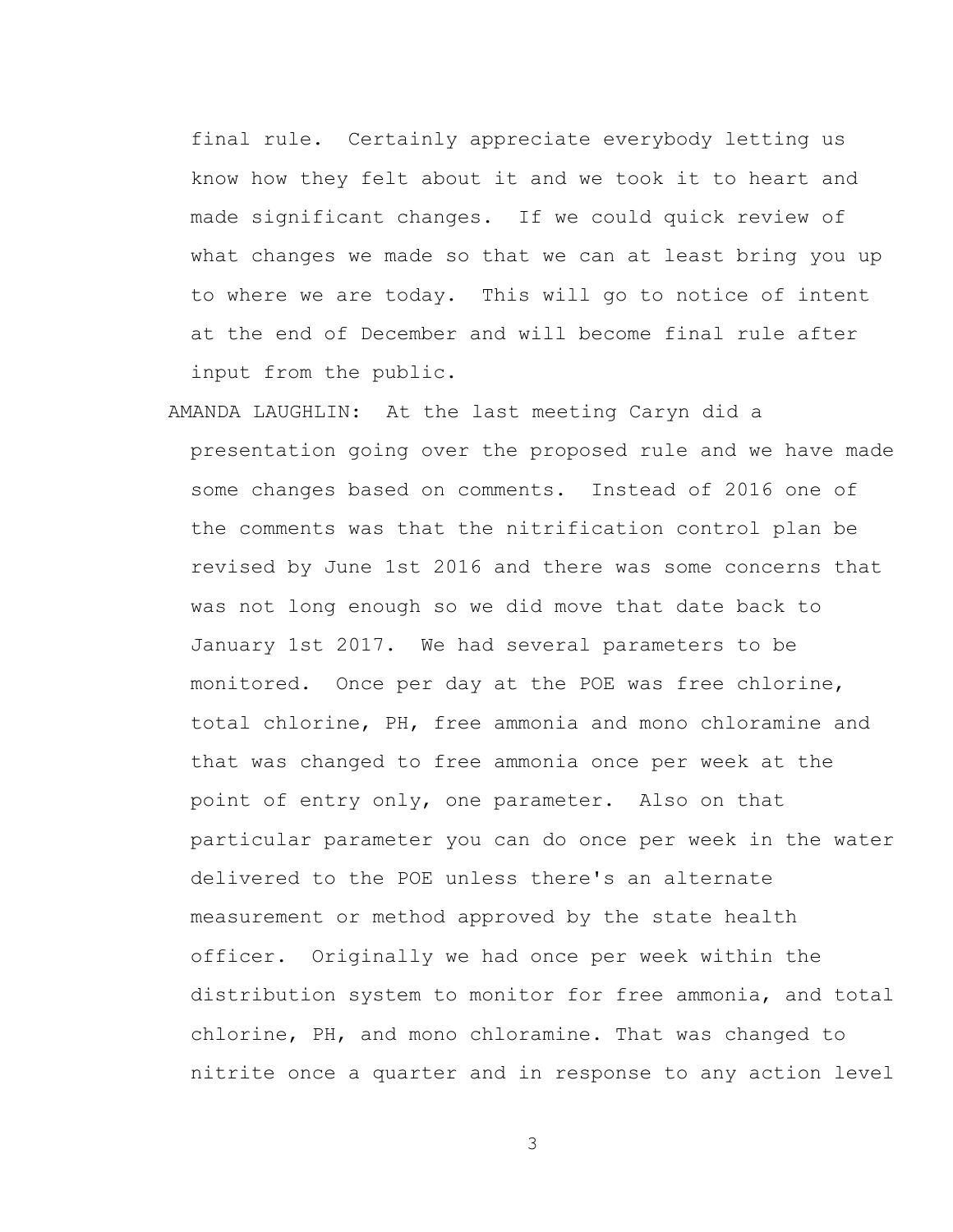final rule. Certainly appreciate everybody letting us know how they felt about it and we took it to heart and made significant changes. If we could quick review of what changes we made so that we can at least bring you up to where we are today. This will go to notice of intent at the end of December and will become final rule after input from the public.

AMANDA LAUGHLIN: At the last meeting Caryn did a presentation going over the proposed rule and we have made some changes based on comments. Instead of 2016 one of the comments was that the nitrification control plan be revised by June 1st 2016 and there was some concerns that was not long enough so we did move that date back to January 1st 2017. We had several parameters to be monitored. Once per day at the POE was free chlorine, total chlorine, PH, free ammonia and mono chloramine and that was changed to free ammonia once per week at the point of entry only, one parameter. Also on that particular parameter you can do once per week in the water delivered to the POE unless there's an alternate measurement or method approved by the state health officer. Originally we had once per week within the distribution system to monitor for free ammonia, and total chlorine, PH, and mono chloramine. That was changed to nitrite once a quarter and in response to any action level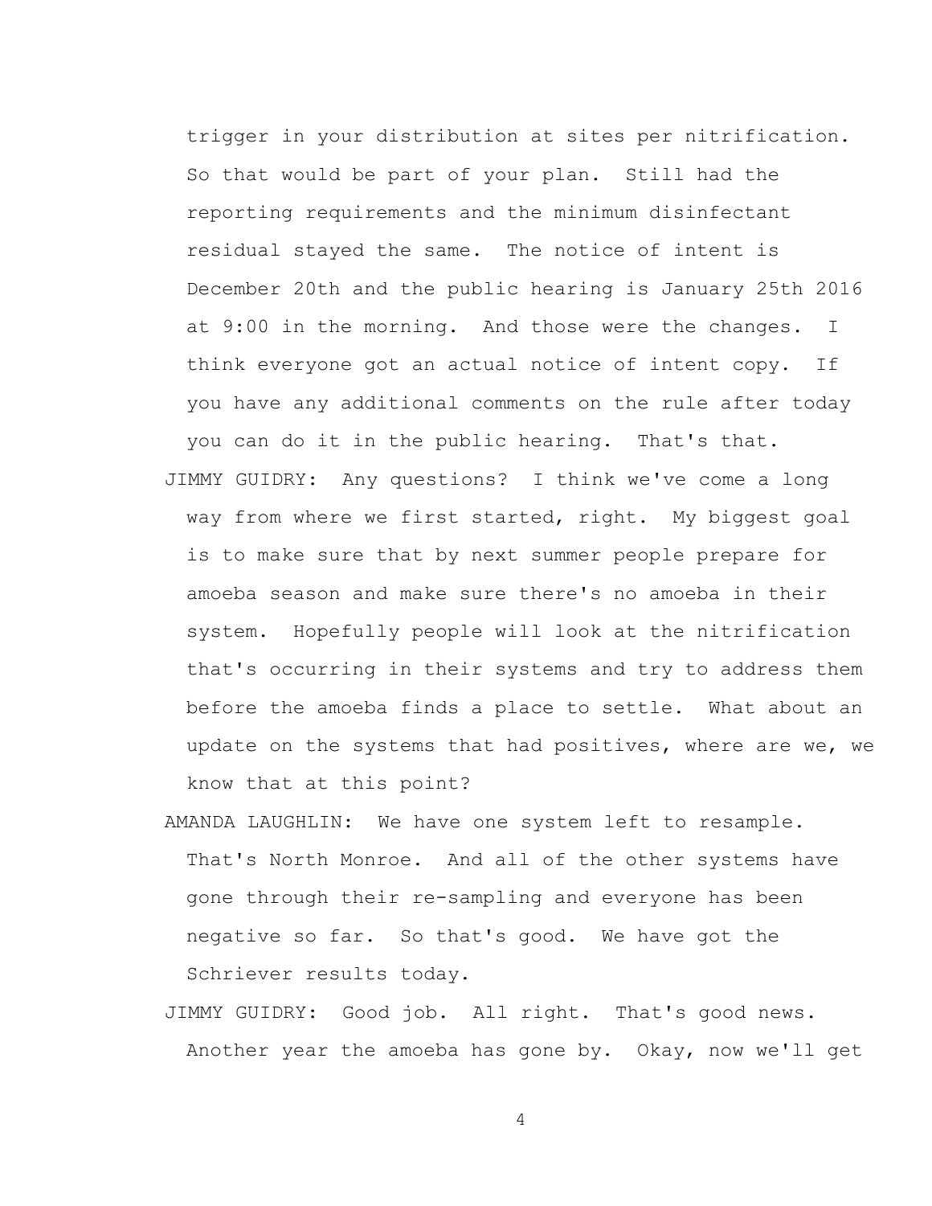trigger in your distribution at sites per nitrification. So that would be part of your plan. Still had the reporting requirements and the minimum disinfectant residual stayed the same. The notice of intent is December 20th and the public hearing is January 25th 2016 at 9:00 in the morning. And those were the changes. I think everyone got an actual notice of intent copy. If you have any additional comments on the rule after today you can do it in the public hearing. That's that.

JIMMY GUIDRY: Any questions? I think we've come a long way from where we first started, right. My biggest goal is to make sure that by next summer people prepare for amoeba season and make sure there's no amoeba in their system. Hopefully people will look at the nitrification that's occurring in their systems and try to address them before the amoeba finds a place to settle. What about an update on the systems that had positives, where are we, we know that at this point?

AMANDA LAUGHLIN: We have one system left to resample. That's North Monroe. And all of the other systems have gone through their re-sampling and everyone has been negative so far. So that's good. We have got the Schriever results today.

JIMMY GUIDRY: Good job. All right. That's good news. Another year the amoeba has gone by. Okay, now we'll get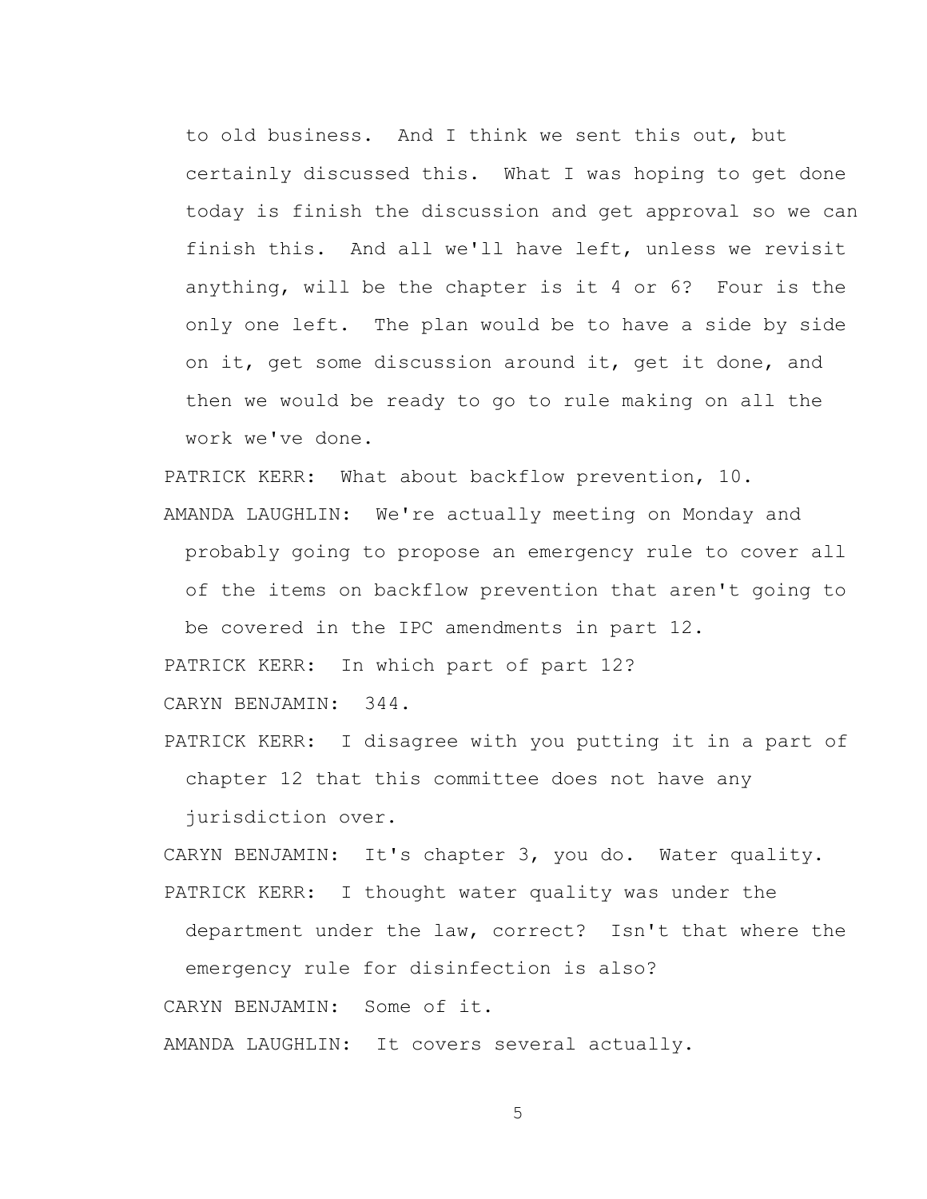to old business. And I think we sent this out, but certainly discussed this. What I was hoping to get done today is finish the discussion and get approval so we can finish this. And all we'll have left, unless we revisit anything, will be the chapter is it 4 or 6? Four is the only one left. The plan would be to have a side by side on it, get some discussion around it, get it done, and then we would be ready to go to rule making on all the work we've done.

PATRICK KERR: What about backflow prevention, 10.

AMANDA LAUGHLIN: We're actually meeting on Monday and probably going to propose an emergency rule to cover all of the items on backflow prevention that aren't going to be covered in the IPC amendments in part 12.

PATRICK KERR: In which part of part 12?

CARYN BENJAMIN: 344.

PATRICK KERR: I disagree with you putting it in a part of chapter 12 that this committee does not have any jurisdiction over.

CARYN BENJAMIN: It's chapter 3, you do. Water quality.

PATRICK KERR: I thought water quality was under the department under the law, correct? Isn't that where the emergency rule for disinfection is also?

CARYN BENJAMIN: Some of it.

AMANDA LAUGHLIN: It covers several actually.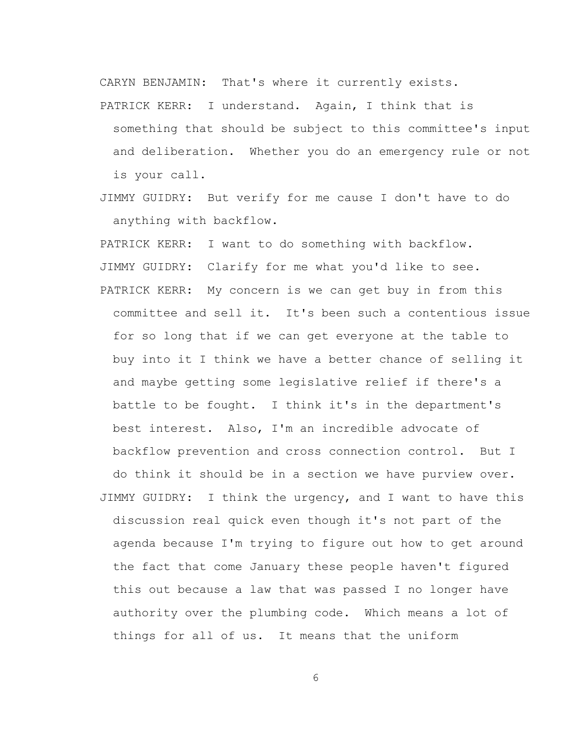CARYN BENJAMIN: That's where it currently exists.

PATRICK KERR: I understand. Again, I think that is something that should be subject to this committee's input and deliberation. Whether you do an emergency rule or not is your call.

JIMMY GUIDRY: But verify for me cause I don't have to do anything with backflow.

PATRICK KERR: I want to do something with backflow.

JIMMY GUIDRY: Clarify for me what you'd like to see.

PATRICK KERR: My concern is we can get buy in from this committee and sell it. It's been such a contentious issue for so long that if we can get everyone at the table to buy into it I think we have a better chance of selling it and maybe getting some legislative relief if there's a battle to be fought. I think it's in the department's best interest. Also, I'm an incredible advocate of backflow prevention and cross connection control. But I do think it should be in a section we have purview over.

JIMMY GUIDRY: I think the urgency, and I want to have this discussion real quick even though it's not part of the agenda because I'm trying to figure out how to get around the fact that come January these people haven't figured this out because a law that was passed I no longer have authority over the plumbing code. Which means a lot of things for all of us. It means that the uniform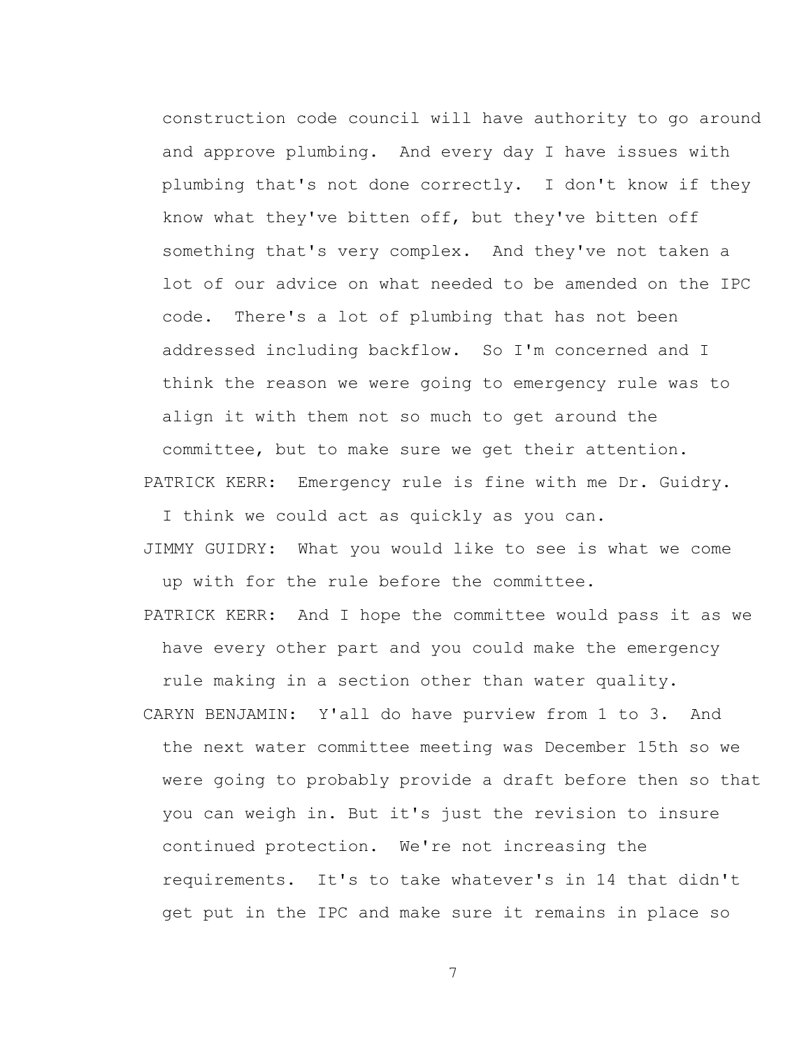construction code council will have authority to go around and approve plumbing. And every day I have issues with plumbing that's not done correctly. I don't know if they know what they've bitten off, but they've bitten off something that's very complex. And they've not taken a lot of our advice on what needed to be amended on the IPC code. There's a lot of plumbing that has not been addressed including backflow. So I'm concerned and I think the reason we were going to emergency rule was to align it with them not so much to get around the committee, but to make sure we get their attention.

PATRICK KERR: Emergency rule is fine with me Dr. Guidry. I think we could act as quickly as you can.

JIMMY GUIDRY: What you would like to see is what we come up with for the rule before the committee.

PATRICK KERR: And I hope the committee would pass it as we have every other part and you could make the emergency rule making in a section other than water quality.

CARYN BENJAMIN: Y'all do have purview from 1 to 3. And the next water committee meeting was December 15th so we were going to probably provide a draft before then so that you can weigh in. But it's just the revision to insure continued protection. We're not increasing the requirements. It's to take whatever's in 14 that didn't get put in the IPC and make sure it remains in place so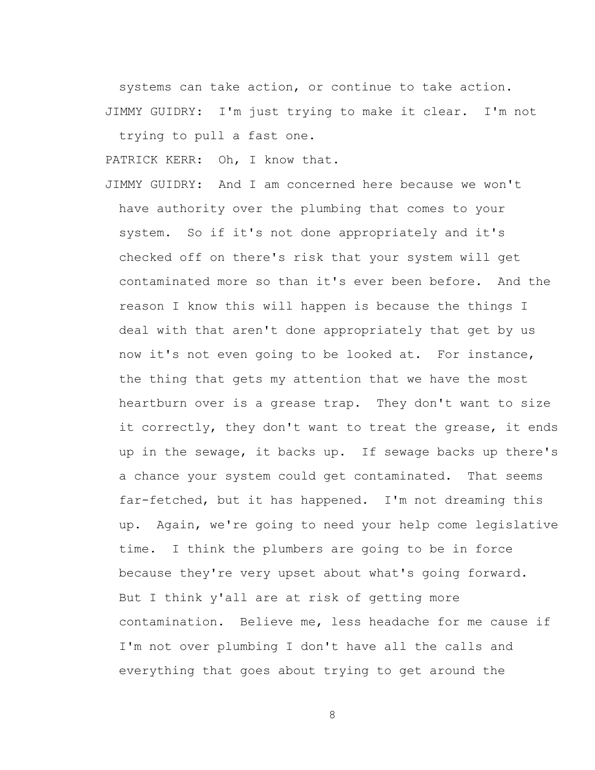systems can take action, or continue to take action.

JIMMY GUIDRY: I'm just trying to make it clear. I'm not trying to pull a fast one.

PATRICK KERR: Oh, I know that.

JIMMY GUIDRY: And I am concerned here because we won't have authority over the plumbing that comes to your system. So if it's not done appropriately and it's checked off on there's risk that your system will get contaminated more so than it's ever been before. And the reason I know this will happen is because the things I deal with that aren't done appropriately that get by us now it's not even going to be looked at. For instance, the thing that gets my attention that we have the most heartburn over is a grease trap. They don't want to size it correctly, they don't want to treat the grease, it ends up in the sewage, it backs up. If sewage backs up there's a chance your system could get contaminated. That seems far-fetched, but it has happened. I'm not dreaming this up. Again, we're going to need your help come legislative time. I think the plumbers are going to be in force because they're very upset about what's going forward. But I think y'all are at risk of getting more contamination. Believe me, less headache for me cause if I'm not over plumbing I don't have all the calls and everything that goes about trying to get around the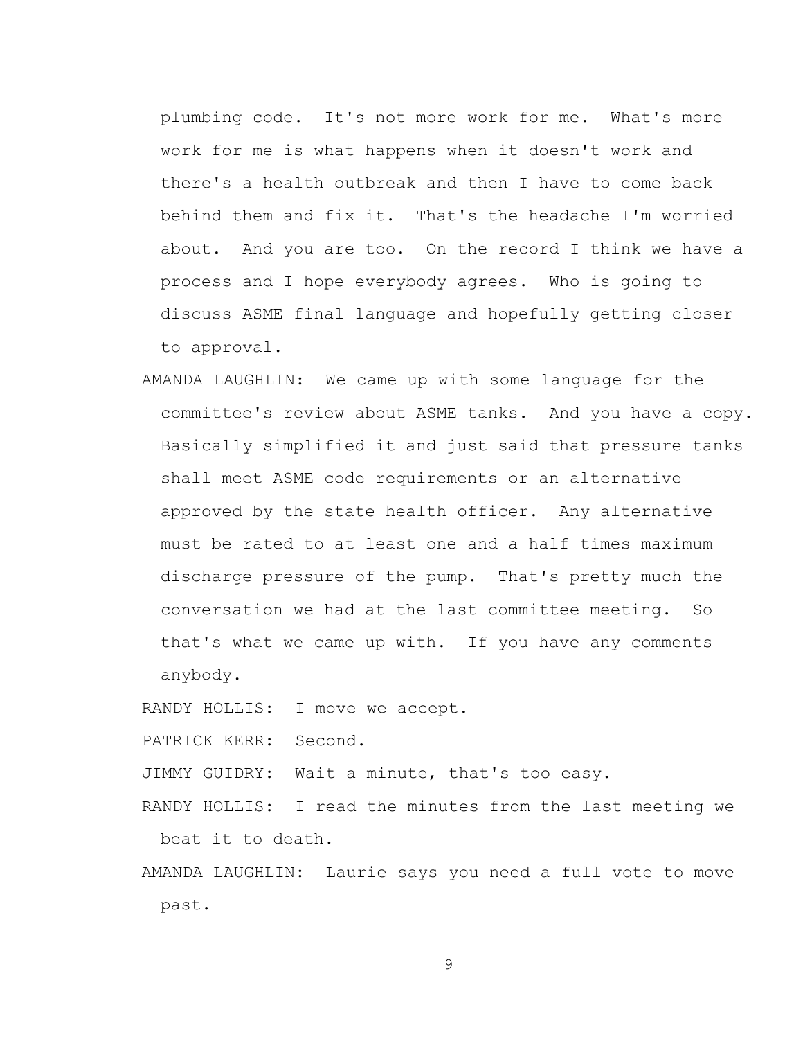plumbing code. It's not more work for me. What's more work for me is what happens when it doesn't work and there's a health outbreak and then I have to come back behind them and fix it. That's the headache I'm worried about. And you are too. On the record I think we have a process and I hope everybody agrees. Who is going to discuss ASME final language and hopefully getting closer to approval.

AMANDA LAUGHLIN: We came up with some language for the committee's review about ASME tanks. And you have a copy. Basically simplified it and just said that pressure tanks shall meet ASME code requirements or an alternative approved by the state health officer. Any alternative must be rated to at least one and a half times maximum discharge pressure of the pump. That's pretty much the conversation we had at the last committee meeting. So that's what we came up with. If you have any comments anybody.

RANDY HOLLIS: I move we accept.

PATRICK KERR: Second.

JIMMY GUIDRY: Wait a minute, that's too easy.

RANDY HOLLIS: I read the minutes from the last meeting we beat it to death.

AMANDA LAUGHLIN: Laurie says you need a full vote to move past.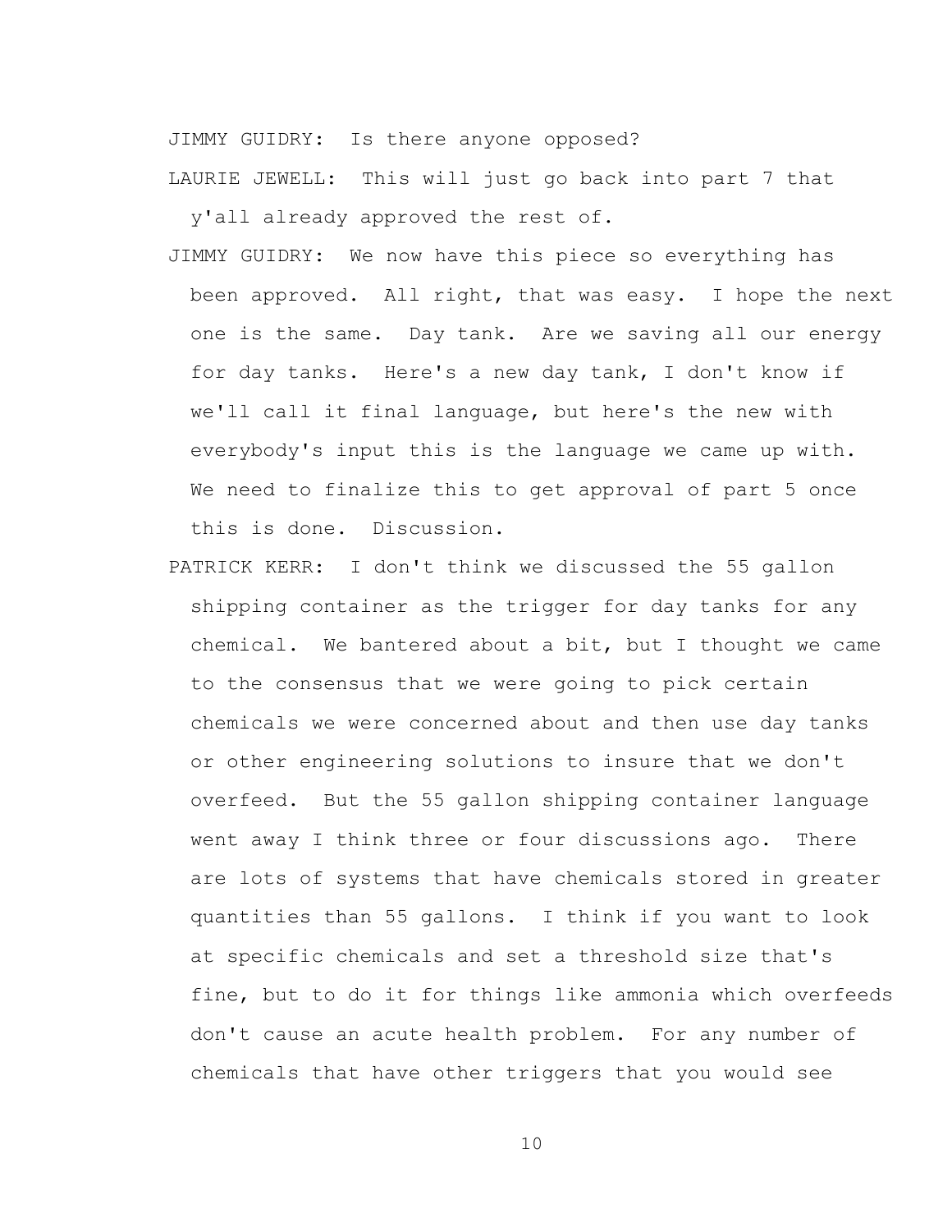JIMMY GUIDRY: Is there anyone opposed?

LAURIE JEWELL: This will just go back into part 7 that y'all already approved the rest of.

JIMMY GUIDRY: We now have this piece so everything has been approved. All right, that was easy. I hope the next one is the same. Day tank. Are we saving all our energy for day tanks. Here's a new day tank, I don't know if we'll call it final language, but here's the new with everybody's input this is the language we came up with. We need to finalize this to get approval of part 5 once this is done. Discussion.

PATRICK KERR: I don't think we discussed the 55 gallon shipping container as the trigger for day tanks for any chemical. We bantered about a bit, but I thought we came to the consensus that we were going to pick certain chemicals we were concerned about and then use day tanks or other engineering solutions to insure that we don't overfeed. But the 55 gallon shipping container language went away I think three or four discussions ago. There are lots of systems that have chemicals stored in greater quantities than 55 gallons. I think if you want to look at specific chemicals and set a threshold size that's fine, but to do it for things like ammonia which overfeeds don't cause an acute health problem. For any number of chemicals that have other triggers that you would see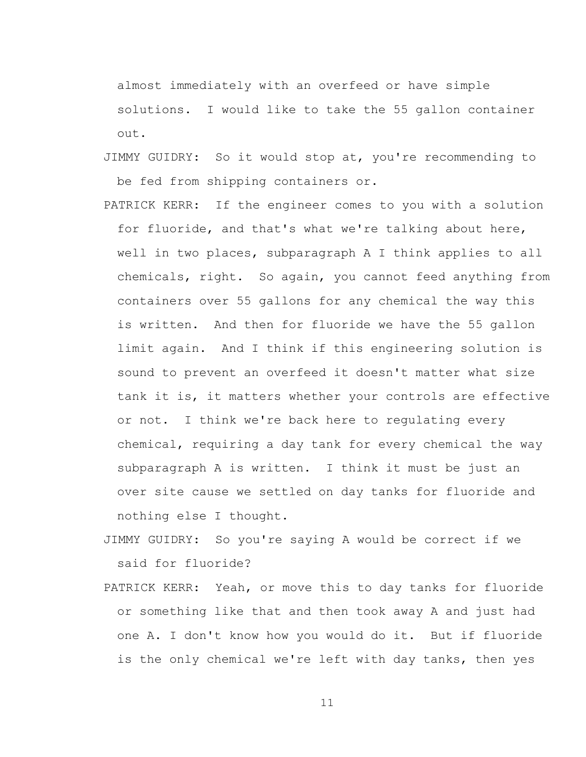almost immediately with an overfeed or have simple solutions. I would like to take the 55 gallon container out.

JIMMY GUIDRY: So it would stop at, you're recommending to be fed from shipping containers or.

PATRICK KERR: If the engineer comes to you with a solution for fluoride, and that's what we're talking about here, well in two places, subparagraph A I think applies to all chemicals, right. So again, you cannot feed anything from containers over 55 gallons for any chemical the way this is written. And then for fluoride we have the 55 gallon limit again. And I think if this engineering solution is sound to prevent an overfeed it doesn't matter what size tank it is, it matters whether your controls are effective or not. I think we're back here to regulating every chemical, requiring a day tank for every chemical the way subparagraph A is written. I think it must be just an over site cause we settled on day tanks for fluoride and nothing else I thought.

JIMMY GUIDRY: So you're saying A would be correct if we said for fluoride?

PATRICK KERR: Yeah, or move this to day tanks for fluoride or something like that and then took away A and just had one A. I don't know how you would do it. But if fluoride is the only chemical we're left with day tanks, then yes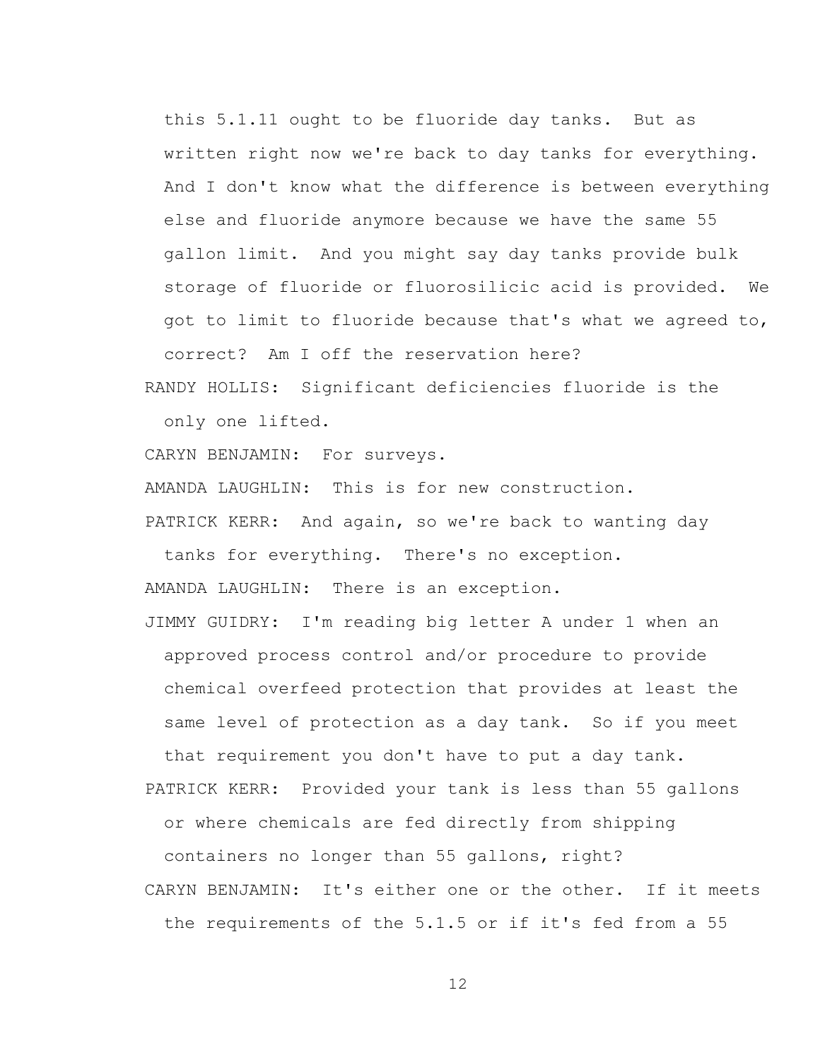this 5.1.11 ought to be fluoride day tanks. But as written right now we're back to day tanks for everything. And I don't know what the difference is between everything else and fluoride anymore because we have the same 55 gallon limit. And you might say day tanks provide bulk storage of fluoride or fluorosilicic acid is provided. We got to limit to fluoride because that's what we agreed to, correct? Am I off the reservation here?

RANDY HOLLIS: Significant deficiencies fluoride is the only one lifted.

CARYN BENJAMIN: For surveys.

AMANDA LAUGHLIN: This is for new construction.

PATRICK KERR: And again, so we're back to wanting day tanks for everything. There's no exception.

AMANDA LAUGHLIN: There is an exception.

JIMMY GUIDRY: I'm reading big letter A under 1 when an approved process control and/or procedure to provide chemical overfeed protection that provides at least the same level of protection as a day tank. So if you meet that requirement you don't have to put a day tank.

PATRICK KERR: Provided your tank is less than 55 gallons or where chemicals are fed directly from shipping containers no longer than 55 gallons, right?

CARYN BENJAMIN: It's either one or the other. If it meets the requirements of the 5.1.5 or if it's fed from a 55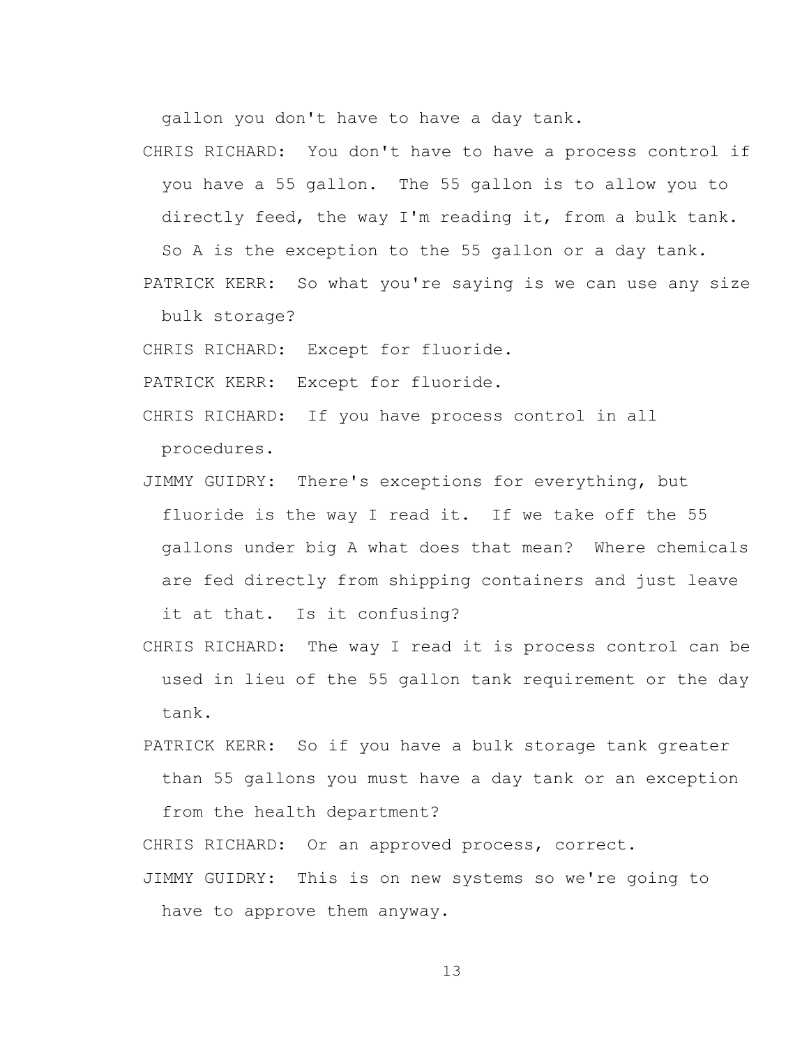gallon you don't have to have a day tank.

CHRIS RICHARD: You don't have to have a process control if you have a 55 gallon. The 55 gallon is to allow you to directly feed, the way I'm reading it, from a bulk tank. So A is the exception to the 55 gallon or a day tank.

PATRICK KERR: So what you're saying is we can use any size bulk storage?

CHRIS RICHARD: Except for fluoride.

PATRICK KERR: Except for fluoride.

CHRIS RICHARD: If you have process control in all procedures.

JIMMY GUIDRY: There's exceptions for everything, but fluoride is the way I read it. If we take off the 55 gallons under big A what does that mean? Where chemicals are fed directly from shipping containers and just leave it at that. Is it confusing?

CHRIS RICHARD: The way I read it is process control can be used in lieu of the 55 gallon tank requirement or the day tank.

PATRICK KERR: So if you have a bulk storage tank greater than 55 gallons you must have a day tank or an exception from the health department?

CHRIS RICHARD: Or an approved process, correct.

JIMMY GUIDRY: This is on new systems so we're going to have to approve them anyway.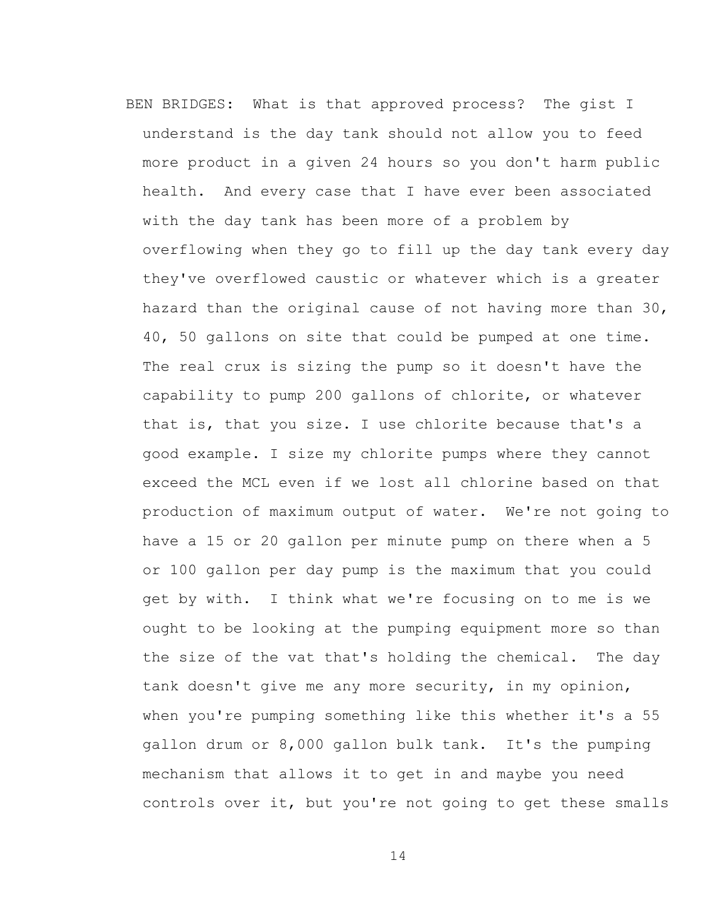BEN BRIDGES: What is that approved process? The gist I understand is the day tank should not allow you to feed more product in a given 24 hours so you don't harm public health. And every case that I have ever been associated with the day tank has been more of a problem by overflowing when they go to fill up the day tank every day they've overflowed caustic or whatever which is a greater hazard than the original cause of not having more than 30, 40, 50 gallons on site that could be pumped at one time. The real crux is sizing the pump so it doesn't have the capability to pump 200 gallons of chlorite, or whatever that is, that you size. I use chlorite because that's a good example. I size my chlorite pumps where they cannot exceed the MCL even if we lost all chlorine based on that production of maximum output of water. We're not going to have a 15 or 20 gallon per minute pump on there when a 5 or 100 gallon per day pump is the maximum that you could get by with. I think what we're focusing on to me is we ought to be looking at the pumping equipment more so than the size of the vat that's holding the chemical. The day tank doesn't give me any more security, in my opinion, when you're pumping something like this whether it's a 55 gallon drum or 8,000 gallon bulk tank. It's the pumping mechanism that allows it to get in and maybe you need controls over it, but you're not going to get these smalls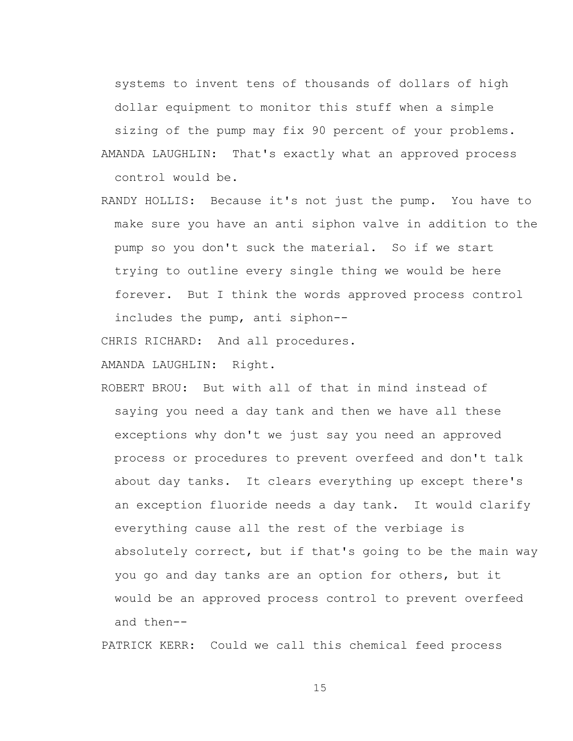systems to invent tens of thousands of dollars of high dollar equipment to monitor this stuff when a simple sizing of the pump may fix 90 percent of your problems.

AMANDA LAUGHLIN: That's exactly what an approved process control would be.

RANDY HOLLIS: Because it's not just the pump. You have to make sure you have an anti siphon valve in addition to the pump so you don't suck the material. So if we start trying to outline every single thing we would be here forever. But I think the words approved process control includes the pump, anti siphon--

CHRIS RICHARD: And all procedures.

AMANDA LAUGHLIN: Right.

ROBERT BROU: But with all of that in mind instead of saying you need a day tank and then we have all these exceptions why don't we just say you need an approved process or procedures to prevent overfeed and don't talk about day tanks. It clears everything up except there's an exception fluoride needs a day tank. It would clarify everything cause all the rest of the verbiage is absolutely correct, but if that's going to be the main way you go and day tanks are an option for others, but it would be an approved process control to prevent overfeed and then--

PATRICK KERR: Could we call this chemical feed process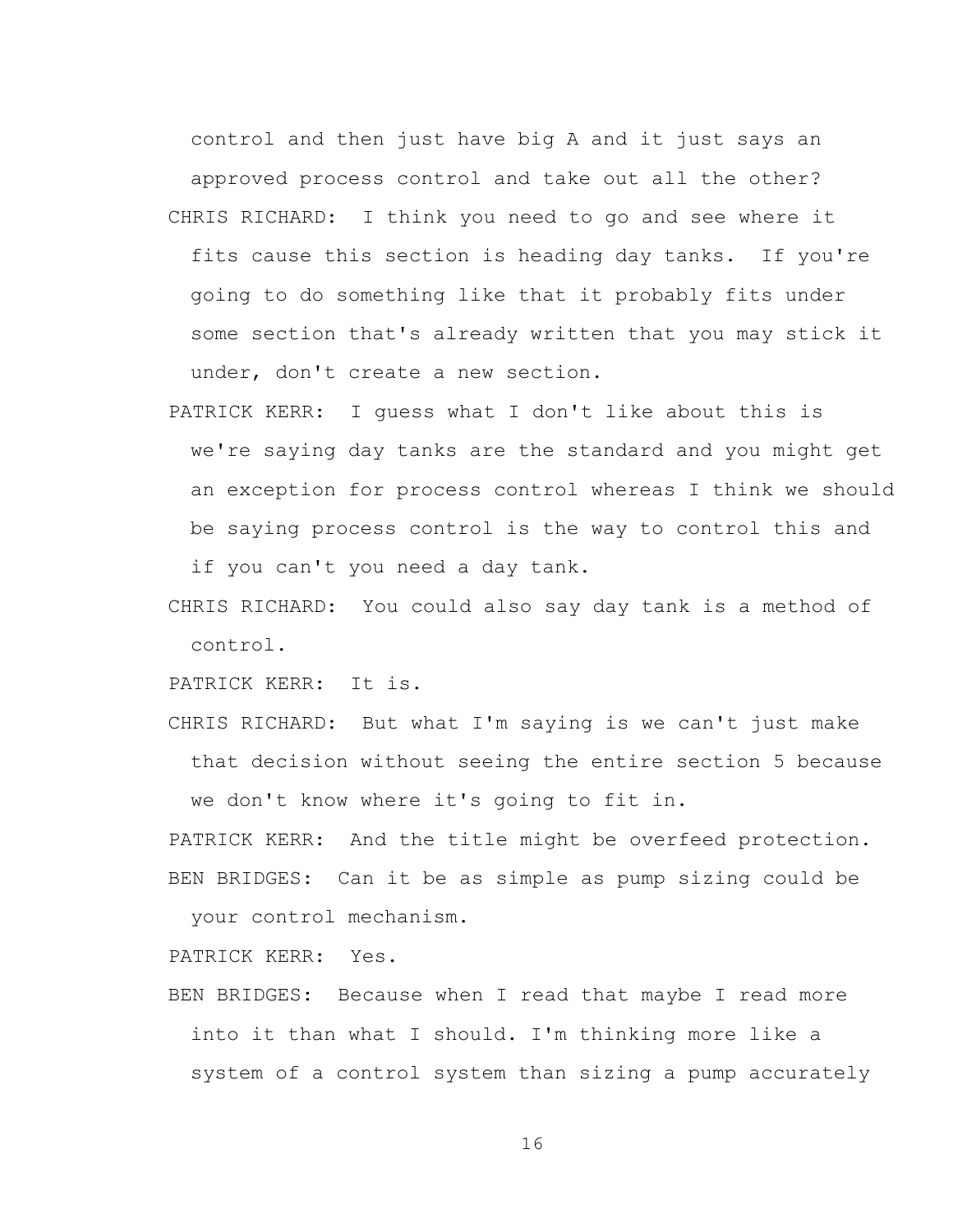control and then just have big A and it just says an approved process control and take out all the other?

CHRIS RICHARD: I think you need to go and see where it fits cause this section is heading day tanks. If you're going to do something like that it probably fits under some section that's already written that you may stick it under, don't create a new section.

PATRICK KERR: I guess what I don't like about this is we're saying day tanks are the standard and you might get an exception for process control whereas I think we should be saying process control is the way to control this and if you can't you need a day tank.

CHRIS RICHARD: You could also say day tank is a method of control.

PATRICK KERR: It is.

CHRIS RICHARD: But what I'm saying is we can't just make that decision without seeing the entire section 5 because we don't know where it's going to fit in.

PATRICK KERR: And the title might be overfeed protection.

BEN BRIDGES: Can it be as simple as pump sizing could be your control mechanism.

PATRICK KERR: Yes.

BEN BRIDGES: Because when I read that maybe I read more into it than what I should. I'm thinking more like a system of a control system than sizing a pump accurately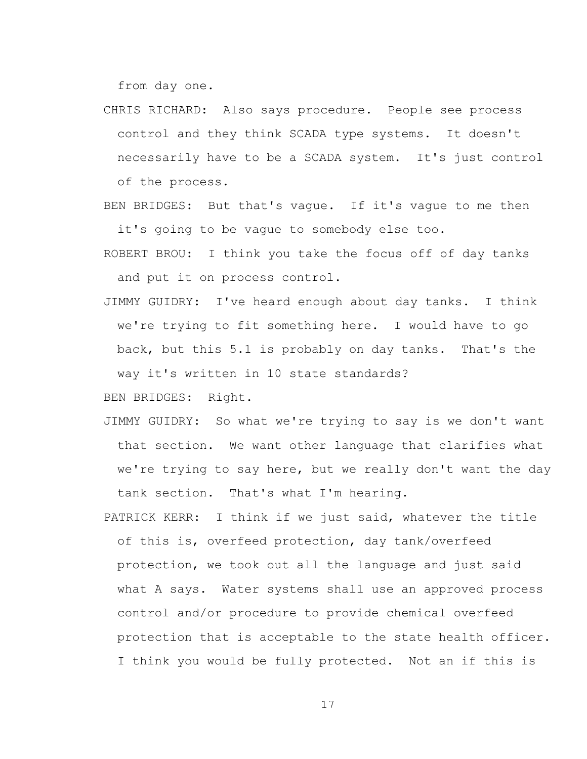from day one.

CHRIS RICHARD: Also says procedure. People see process control and they think SCADA type systems. It doesn't necessarily have to be a SCADA system. It's just control of the process.

BEN BRIDGES: But that's vague. If it's vague to me then it's going to be vague to somebody else too.

ROBERT BROU: I think you take the focus off of day tanks and put it on process control.

JIMMY GUIDRY: I've heard enough about day tanks. I think we're trying to fit something here. I would have to go back, but this 5.1 is probably on day tanks. That's the way it's written in 10 state standards?

BEN BRIDGES: Right.

JIMMY GUIDRY: So what we're trying to say is we don't want that section. We want other language that clarifies what we're trying to say here, but we really don't want the day tank section. That's what I'm hearing.

PATRICK KERR: I think if we just said, whatever the title of this is, overfeed protection, day tank/overfeed protection, we took out all the language and just said what A says. Water systems shall use an approved process control and/or procedure to provide chemical overfeed protection that is acceptable to the state health officer. I think you would be fully protected. Not an if this is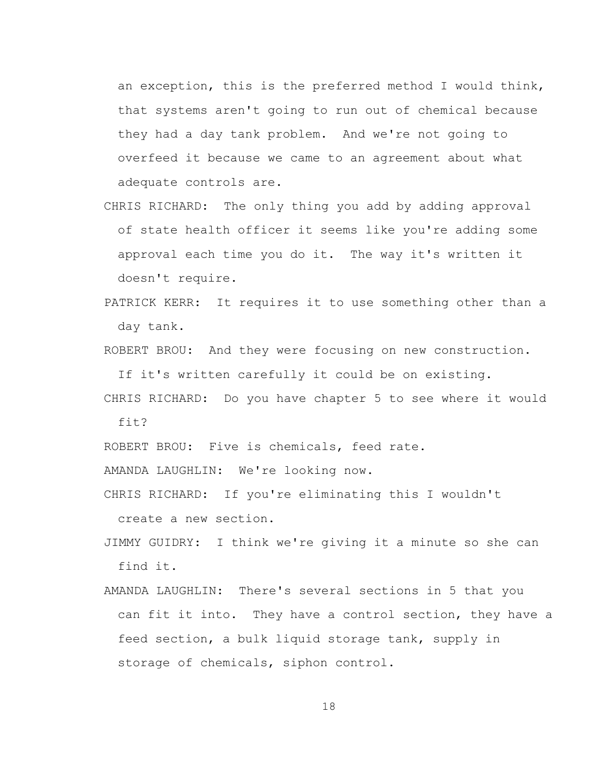an exception, this is the preferred method I would think, that systems aren't going to run out of chemical because they had a day tank problem. And we're not going to overfeed it because we came to an agreement about what adequate controls are.

CHRIS RICHARD: The only thing you add by adding approval of state health officer it seems like you're adding some approval each time you do it. The way it's written it doesn't require.

PATRICK KERR: It requires it to use something other than a day tank.

ROBERT BROU: And they were focusing on new construction. If it's written carefully it could be on existing.

CHRIS RICHARD: Do you have chapter 5 to see where it would fit?

ROBERT BROU: Five is chemicals, feed rate.

AMANDA LAUGHLIN: We're looking now.

CHRIS RICHARD: If you're eliminating this I wouldn't create a new section.

JIMMY GUIDRY: I think we're giving it a minute so she can find it.

AMANDA LAUGHLIN: There's several sections in 5 that you can fit it into. They have a control section, they have a feed section, a bulk liquid storage tank, supply in storage of chemicals, siphon control.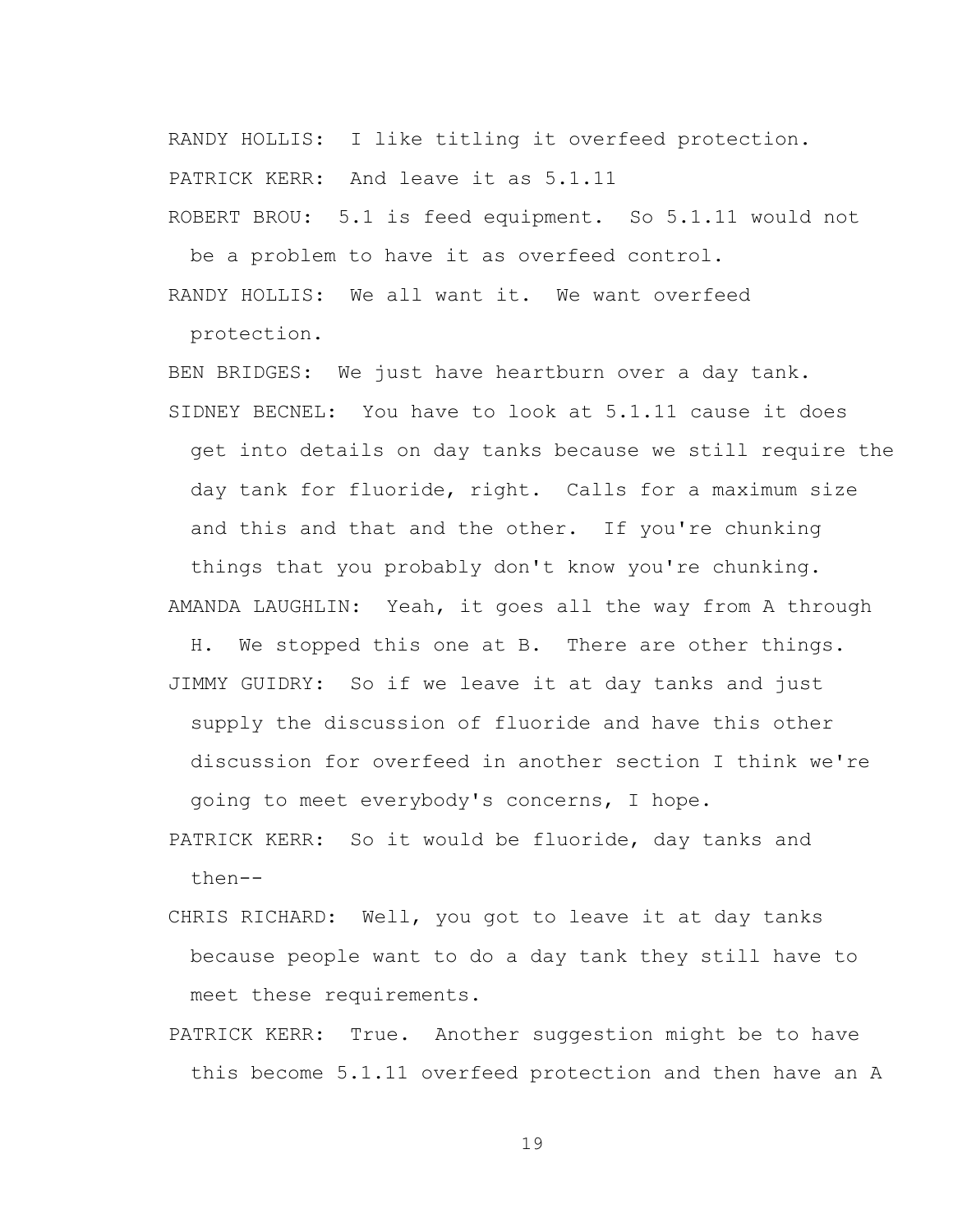RANDY HOLLIS: I like titling it overfeed protection.

PATRICK KERR: And leave it as 5.1.11

ROBERT BROU: 5.1 is feed equipment. So 5.1.11 would not be a problem to have it as overfeed control.

RANDY HOLLIS: We all want it. We want overfeed protection.

BEN BRIDGES: We just have heartburn over a day tank.

SIDNEY BECNEL: You have to look at 5.1.11 cause it does get into details on day tanks because we still require the day tank for fluoride, right. Calls for a maximum size and this and that and the other. If you're chunking things that you probably don't know you're chunking.

AMANDA LAUGHLIN: Yeah, it goes all the way from A through H. We stopped this one at B. There are other things.

JIMMY GUIDRY: So if we leave it at day tanks and just supply the discussion of fluoride and have this other discussion for overfeed in another section I think we're going to meet everybody's concerns, I hope.

PATRICK KERR: So it would be fluoride, day tanks and then--

CHRIS RICHARD: Well, you got to leave it at day tanks because people want to do a day tank they still have to meet these requirements.

PATRICK KERR: True. Another suggestion might be to have this become 5.1.11 overfeed protection and then have an A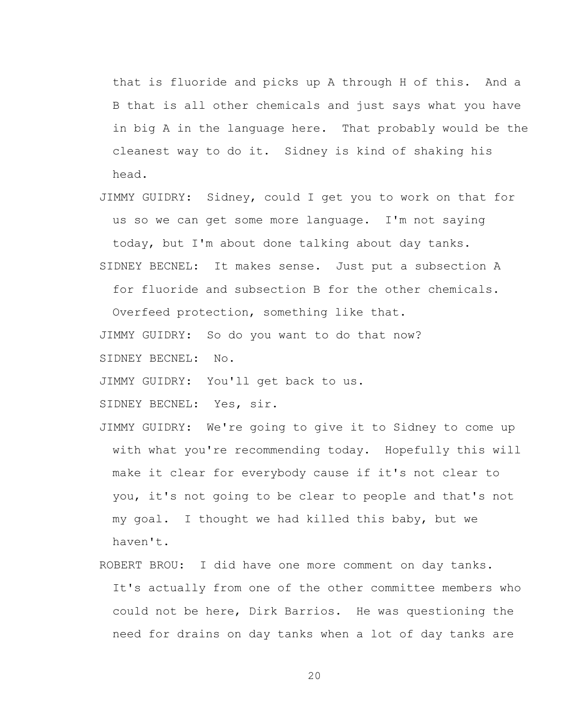that is fluoride and picks up A through H of this. And a B that is all other chemicals and just says what you have in big A in the language here. That probably would be the cleanest way to do it. Sidney is kind of shaking his head.

JIMMY GUIDRY: Sidney, could I get you to work on that for us so we can get some more language. I'm not saying today, but I'm about done talking about day tanks.

SIDNEY BECNEL: It makes sense. Just put a subsection A for fluoride and subsection B for the other chemicals. Overfeed protection, something like that.

JIMMY GUIDRY: So do you want to do that now?

SIDNEY BECNEL: No.

JIMMY GUIDRY: You'll get back to us.

SIDNEY BECNEL: Yes, sir.

JIMMY GUIDRY: We're going to give it to Sidney to come up with what you're recommending today. Hopefully this will make it clear for everybody cause if it's not clear to you, it's not going to be clear to people and that's not my goal. I thought we had killed this baby, but we haven't.

ROBERT BROU: I did have one more comment on day tanks. It's actually from one of the other committee members who could not be here, Dirk Barrios. He was questioning the need for drains on day tanks when a lot of day tanks are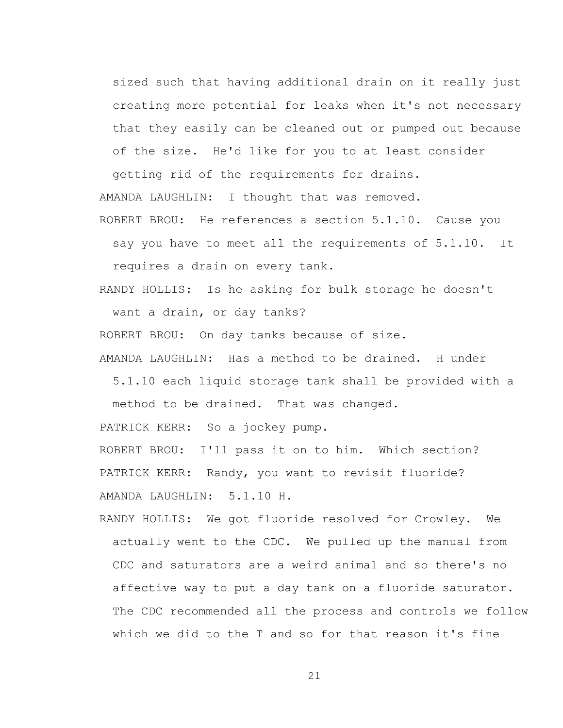sized such that having additional drain on it really just creating more potential for leaks when it's not necessary that they easily can be cleaned out or pumped out because of the size. He'd like for you to at least consider getting rid of the requirements for drains.

AMANDA LAUGHLIN: I thought that was removed.

ROBERT BROU: He references a section 5.1.10. Cause you say you have to meet all the requirements of 5.1.10. It requires a drain on every tank.

RANDY HOLLIS: Is he asking for bulk storage he doesn't want a drain, or day tanks?

ROBERT BROU: On day tanks because of size.

AMANDA LAUGHLIN: Has a method to be drained. H under 5.1.10 each liquid storage tank shall be provided with a method to be drained. That was changed.

PATRICK KERR: So a jockey pump.

ROBERT BROU: I'll pass it on to him. Which section?

PATRICK KERR: Randy, you want to revisit fluoride?

AMANDA LAUGHLIN: 5.1.10 H.

RANDY HOLLIS: We got fluoride resolved for Crowley. We actually went to the CDC. We pulled up the manual from CDC and saturators are a weird animal and so there's no affective way to put a day tank on a fluoride saturator. The CDC recommended all the process and controls we follow which we did to the T and so for that reason it's fine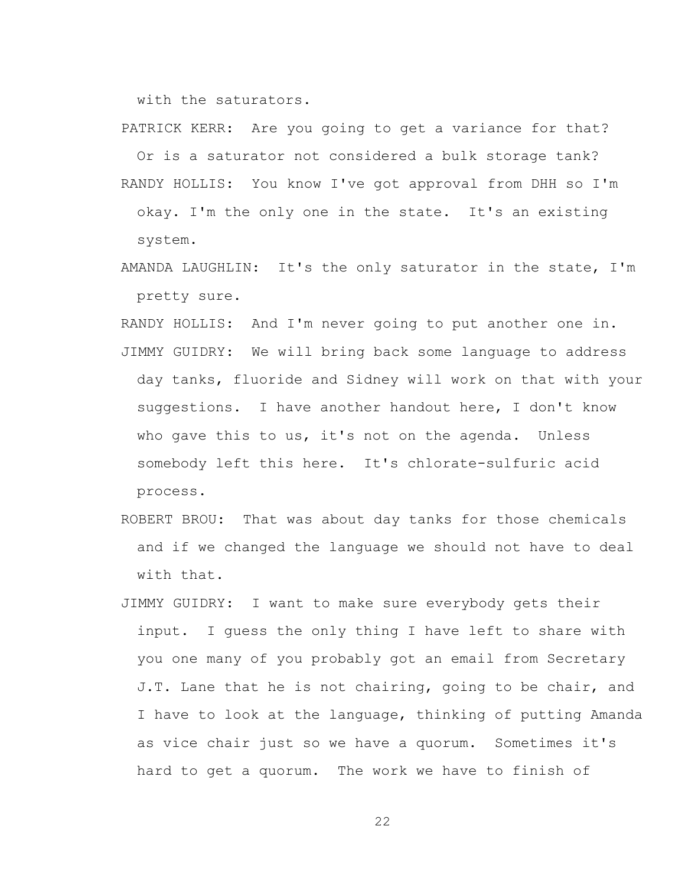with the saturators.

PATRICK KERR: Are you going to get a variance for that? Or is a saturator not considered a bulk storage tank?

RANDY HOLLIS: You know I've got approval from DHH so I'm okay. I'm the only one in the state. It's an existing system.

AMANDA LAUGHLIN: It's the only saturator in the state, I'm pretty sure.

RANDY HOLLIS: And I'm never going to put another one in.

JIMMY GUIDRY: We will bring back some language to address day tanks, fluoride and Sidney will work on that with your suggestions. I have another handout here, I don't know who gave this to us, it's not on the agenda. Unless somebody left this here. It's chlorate-sulfuric acid process.

ROBERT BROU: That was about day tanks for those chemicals and if we changed the language we should not have to deal with that.

JIMMY GUIDRY: I want to make sure everybody gets their input. I guess the only thing I have left to share with you one many of you probably got an email from Secretary J.T. Lane that he is not chairing, going to be chair, and I have to look at the language, thinking of putting Amanda as vice chair just so we have a quorum. Sometimes it's hard to get a quorum. The work we have to finish of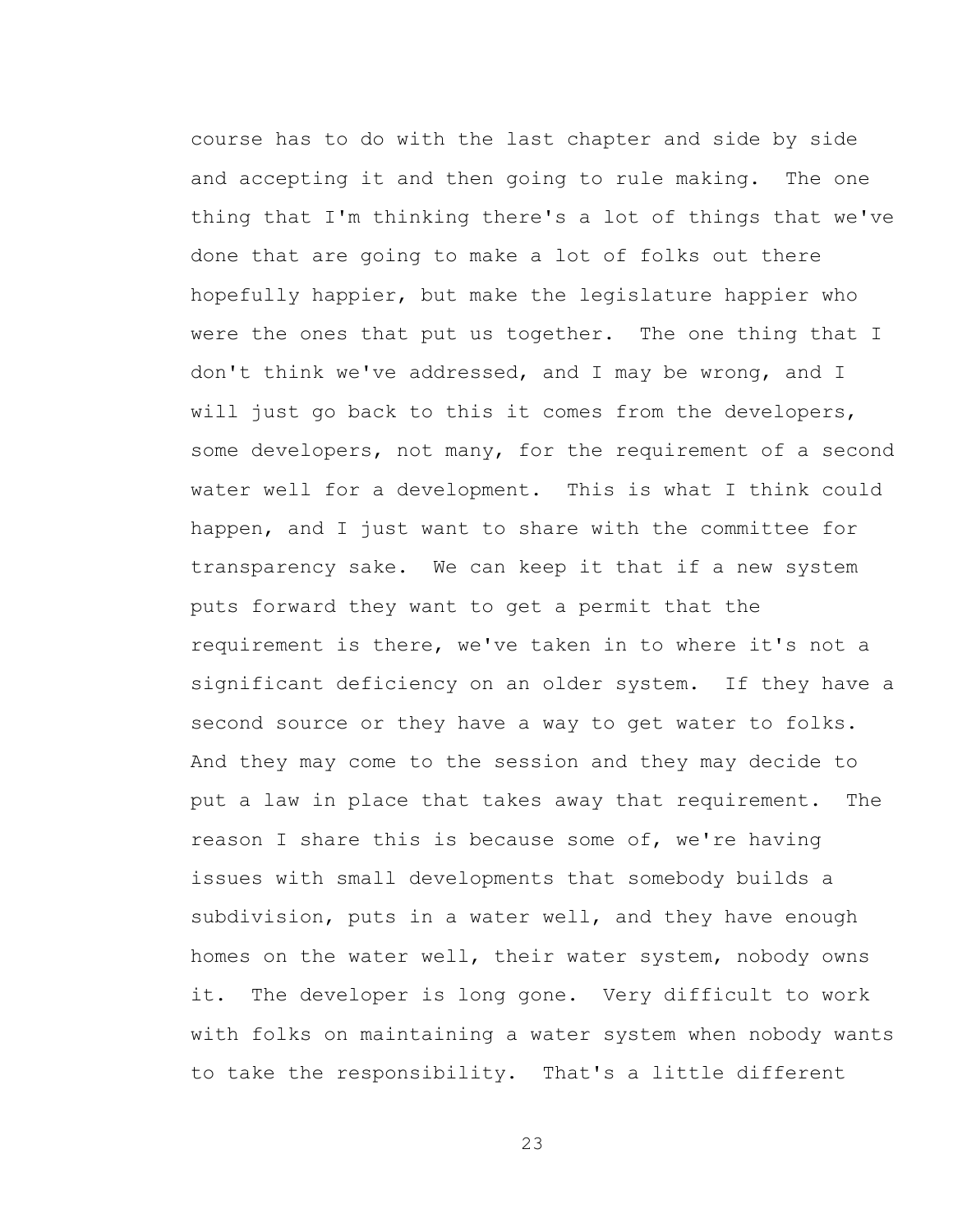course has to do with the last chapter and side by side and accepting it and then going to rule making. The one thing that I'm thinking there's a lot of things that we've done that are going to make a lot of folks out there hopefully happier, but make the legislature happier who were the ones that put us together. The one thing that I don't think we've addressed, and I may be wrong, and I will just go back to this it comes from the developers, some developers, not many, for the requirement of a second water well for a development. This is what I think could happen, and I just want to share with the committee for transparency sake. We can keep it that if a new system puts forward they want to get a permit that the requirement is there, we've taken in to where it's not a significant deficiency on an older system. If they have a second source or they have a way to get water to folks. And they may come to the session and they may decide to put a law in place that takes away that requirement. The reason I share this is because some of, we're having issues with small developments that somebody builds a subdivision, puts in a water well, and they have enough homes on the water well, their water system, nobody owns it. The developer is long gone. Very difficult to work with folks on maintaining a water system when nobody wants to take the responsibility. That's a little different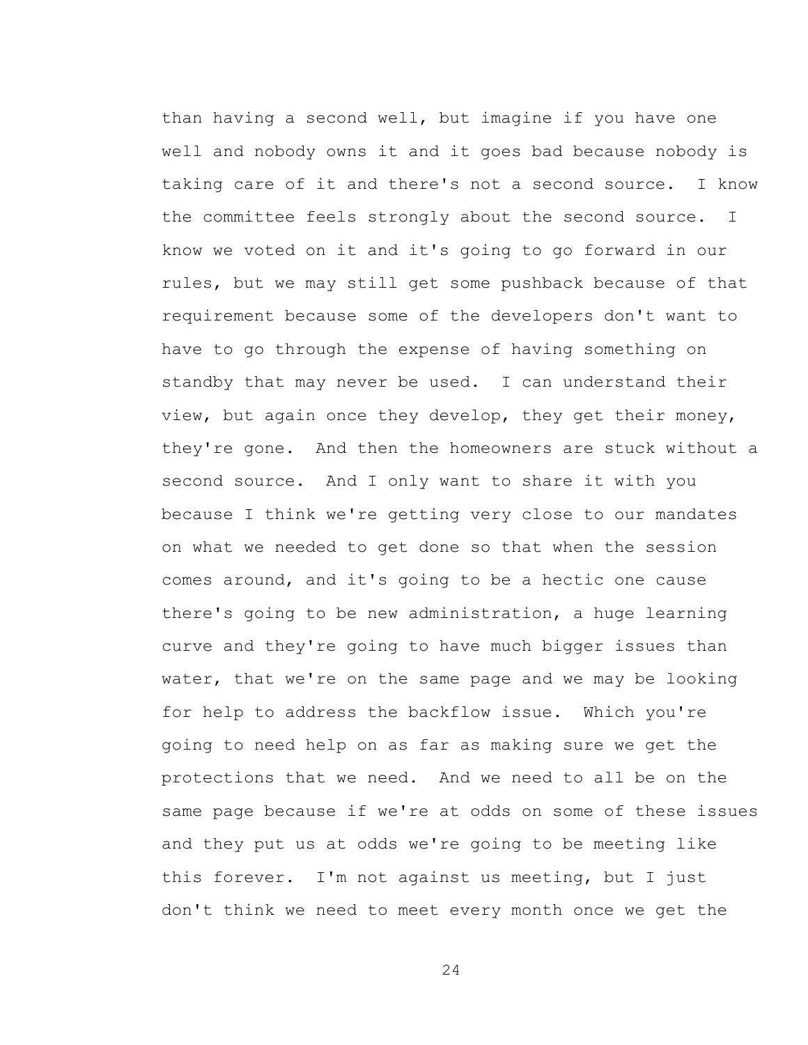than having a second well, but imagine if you have one well and nobody owns it and it goes bad because nobody is taking care of it and there's not a second source. I know the committee feels strongly about the second source. I know we voted on it and it's going to go forward in our rules, but we may still get some pushback because of that requirement because some of the developers don't want to have to go through the expense of having something on standby that may never be used. I can understand their view, but again once they develop, they get their money, they're gone. And then the homeowners are stuck without a second source. And I only want to share it with you because I think we're getting very close to our mandates on what we needed to get done so that when the session comes around, and it's going to be a hectic one cause there's going to be new administration, a huge learning curve and they're going to have much bigger issues than water, that we're on the same page and we may be looking for help to address the backflow issue. Which you're going to need help on as far as making sure we get the protections that we need. And we need to all be on the same page because if we're at odds on some of these issues and they put us at odds we're going to be meeting like this forever. I'm not against us meeting, but I just don't think we need to meet every month once we get the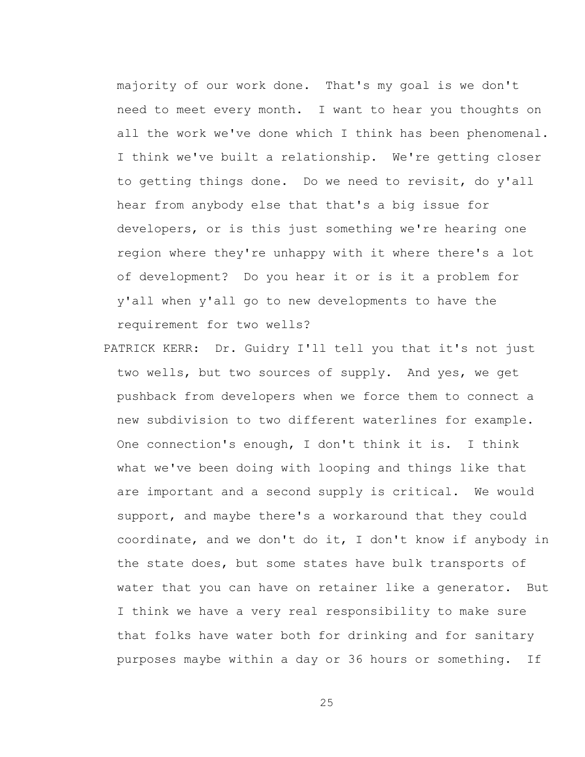majority of our work done. That's my goal is we don't need to meet every month. I want to hear you thoughts on all the work we've done which I think has been phenomenal. I think we've built a relationship. We're getting closer to getting things done. Do we need to revisit, do y'all hear from anybody else that that's a big issue for developers, or is this just something we're hearing one region where they're unhappy with it where there's a lot of development? Do you hear it or is it a problem for y'all when y'all go to new developments to have the requirement for two wells?

PATRICK KERR: Dr. Guidry I'll tell you that it's not just two wells, but two sources of supply. And yes, we get pushback from developers when we force them to connect a new subdivision to two different waterlines for example. One connection's enough, I don't think it is. I think what we've been doing with looping and things like that are important and a second supply is critical. We would support, and maybe there's a workaround that they could coordinate, and we don't do it, I don't know if anybody in the state does, but some states have bulk transports of water that you can have on retainer like a generator. But I think we have a very real responsibility to make sure that folks have water both for drinking and for sanitary purposes maybe within a day or 36 hours or something. If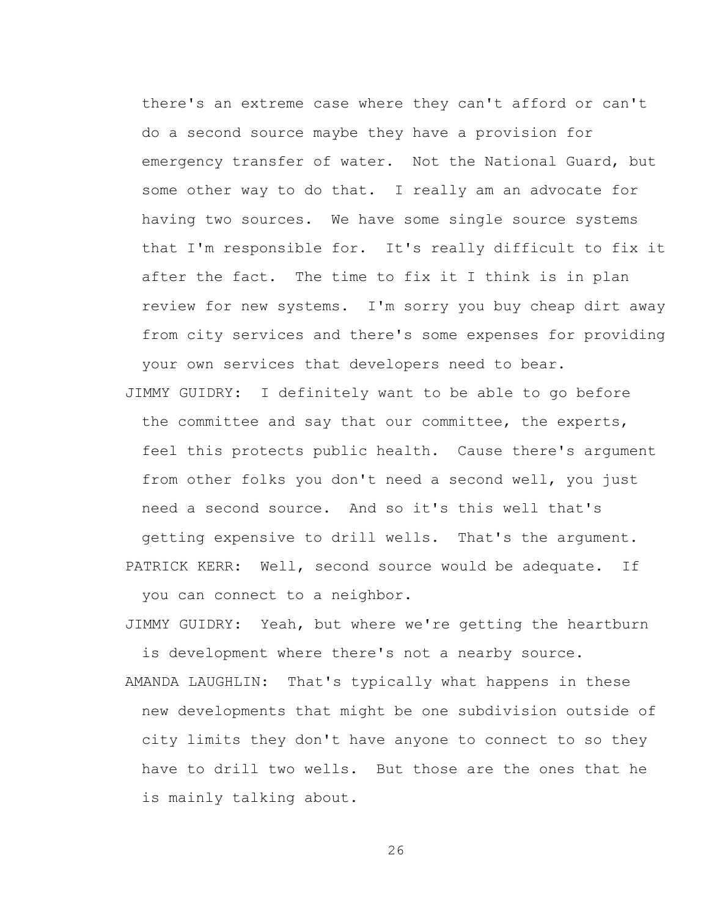there's an extreme case where they can't afford or can't do a second source maybe they have a provision for emergency transfer of water. Not the National Guard, but some other way to do that. I really am an advocate for having two sources. We have some single source systems that I'm responsible for. It's really difficult to fix it after the fact. The time to fix it I think is in plan review for new systems. I'm sorry you buy cheap dirt away from city services and there's some expenses for providing your own services that developers need to bear.

JIMMY GUIDRY: I definitely want to be able to go before the committee and say that our committee, the experts, feel this protects public health. Cause there's argument from other folks you don't need a second well, you just need a second source. And so it's this well that's getting expensive to drill wells. That's the argument.

PATRICK KERR: Well, second source would be adequate. If you can connect to a neighbor.

JIMMY GUIDRY: Yeah, but where we're getting the heartburn is development where there's not a nearby source.

AMANDA LAUGHLIN: That's typically what happens in these new developments that might be one subdivision outside of city limits they don't have anyone to connect to so they have to drill two wells. But those are the ones that he is mainly talking about.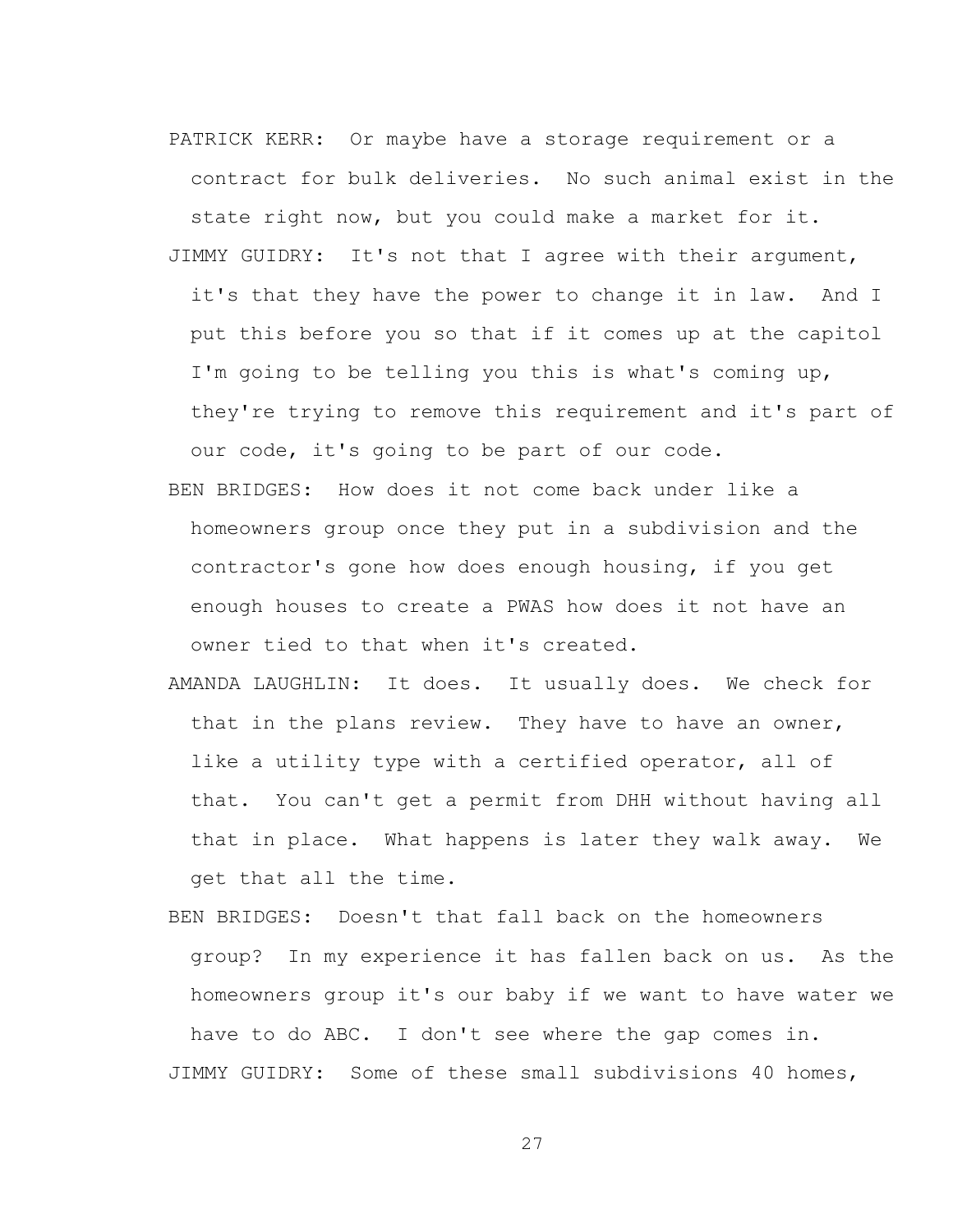PATRICK KERR: Or maybe have a storage requirement or a contract for bulk deliveries. No such animal exist in the state right now, but you could make a market for it.

JIMMY GUIDRY: It's not that I agree with their argument, it's that they have the power to change it in law. And I put this before you so that if it comes up at the capitol I'm going to be telling you this is what's coming up, they're trying to remove this requirement and it's part of our code, it's going to be part of our code.

BEN BRIDGES: How does it not come back under like a homeowners group once they put in a subdivision and the contractor's gone how does enough housing, if you get enough houses to create a PWAS how does it not have an owner tied to that when it's created.

AMANDA LAUGHLIN: It does. It usually does. We check for that in the plans review. They have to have an owner, like a utility type with a certified operator, all of that. You can't get a permit from DHH without having all that in place. What happens is later they walk away. We get that all the time.

BEN BRIDGES: Doesn't that fall back on the homeowners group? In my experience it has fallen back on us. As the homeowners group it's our baby if we want to have water we have to do ABC. I don't see where the gap comes in.

JIMMY GUIDRY: Some of these small subdivisions 40 homes,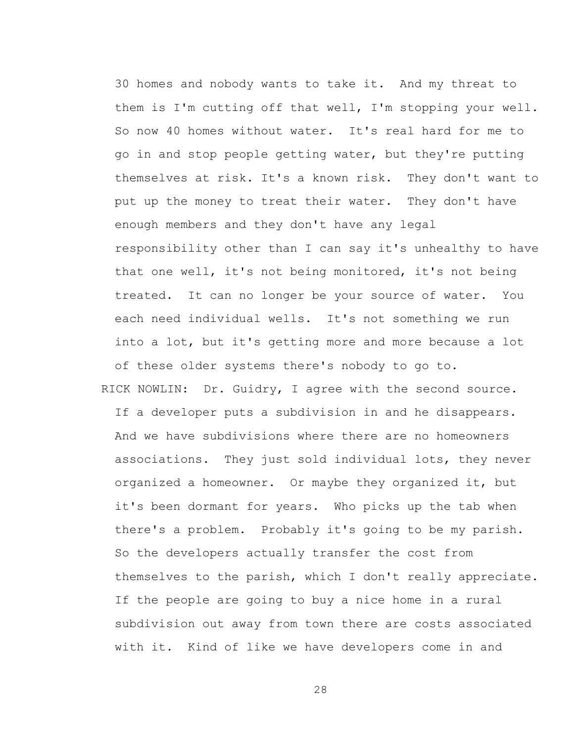30 homes and nobody wants to take it. And my threat to them is I'm cutting off that well, I'm stopping your well. So now 40 homes without water. It's real hard for me to go in and stop people getting water, but they're putting themselves at risk. It's a known risk. They don't want to put up the money to treat their water. They don't have enough members and they don't have any legal responsibility other than I can say it's unhealthy to have that one well, it's not being monitored, it's not being treated. It can no longer be your source of water. You each need individual wells. It's not something we run into a lot, but it's getting more and more because a lot of these older systems there's nobody to go to.

RICK NOWLIN: Dr. Guidry, I agree with the second source. If a developer puts a subdivision in and he disappears. And we have subdivisions where there are no homeowners associations. They just sold individual lots, they never organized a homeowner. Or maybe they organized it, but it's been dormant for years. Who picks up the tab when there's a problem. Probably it's going to be my parish. So the developers actually transfer the cost from themselves to the parish, which I don't really appreciate. If the people are going to buy a nice home in a rural subdivision out away from town there are costs associated with it. Kind of like we have developers come in and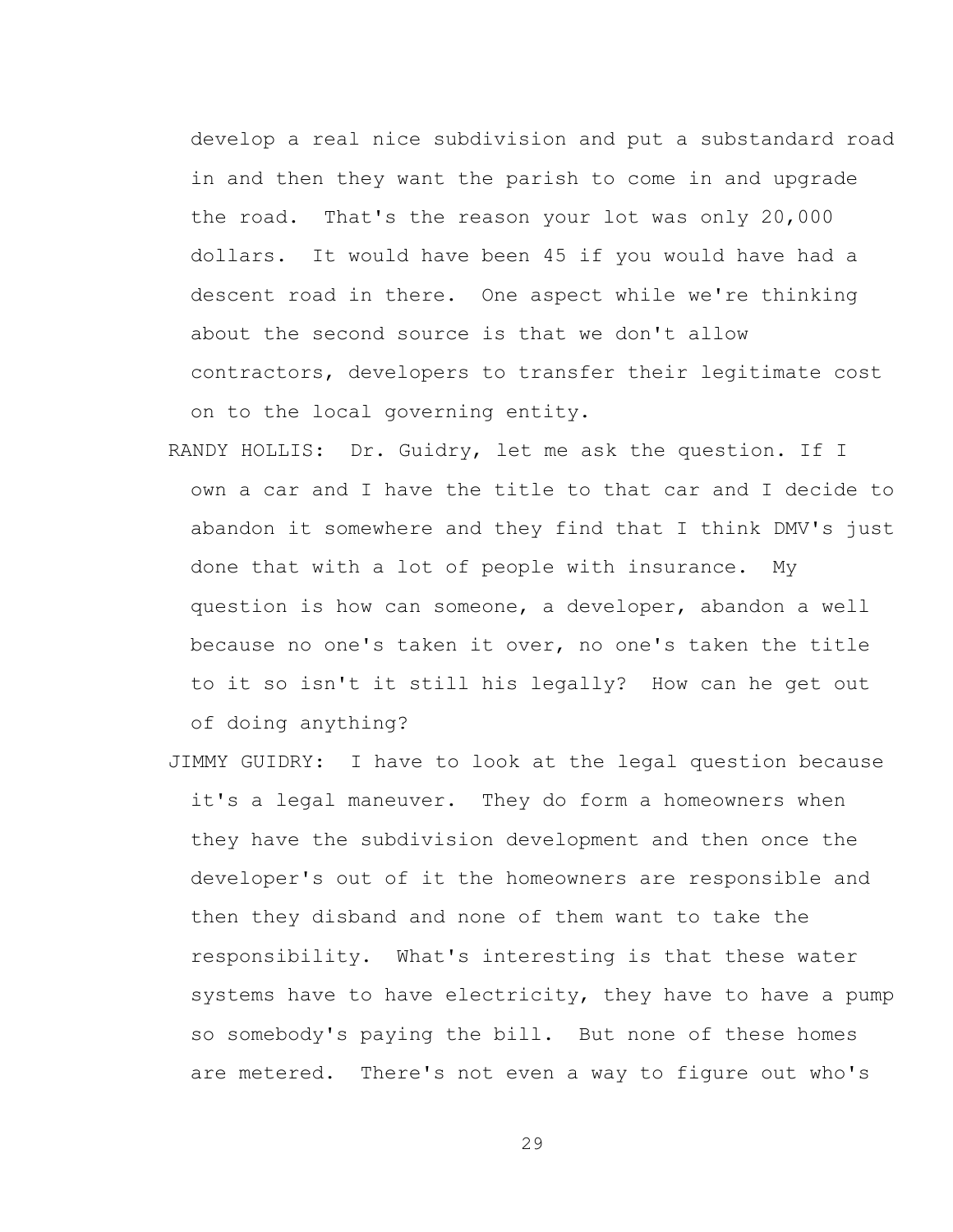develop a real nice subdivision and put a substandard road in and then they want the parish to come in and upgrade the road. That's the reason your lot was only 20,000 dollars. It would have been 45 if you would have had a descent road in there. One aspect while we're thinking about the second source is that we don't allow contractors, developers to transfer their legitimate cost on to the local governing entity.

RANDY HOLLIS: Dr. Guidry, let me ask the question. If I own a car and I have the title to that car and I decide to abandon it somewhere and they find that I think DMV's just done that with a lot of people with insurance. My question is how can someone, a developer, abandon a well because no one's taken it over, no one's taken the title to it so isn't it still his legally? How can he get out of doing anything?

JIMMY GUIDRY: I have to look at the legal question because it's a legal maneuver. They do form a homeowners when they have the subdivision development and then once the developer's out of it the homeowners are responsible and then they disband and none of them want to take the responsibility. What's interesting is that these water systems have to have electricity, they have to have a pump so somebody's paying the bill. But none of these homes are metered. There's not even a way to figure out who's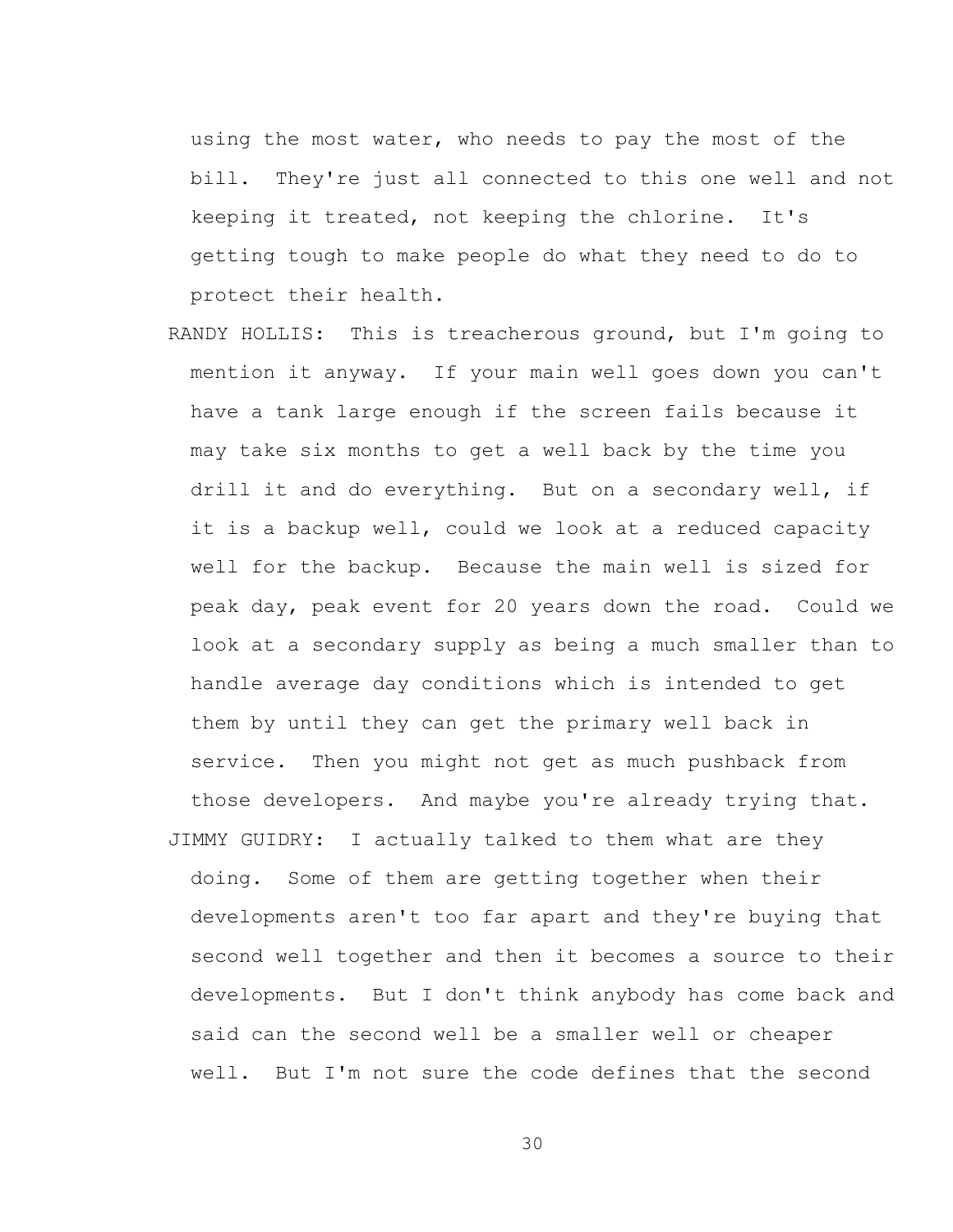using the most water, who needs to pay the most of the bill. They're just all connected to this one well and not keeping it treated, not keeping the chlorine. It's getting tough to make people do what they need to do to protect their health.

RANDY HOLLIS: This is treacherous ground, but I'm going to mention it anyway. If your main well goes down you can't have a tank large enough if the screen fails because it may take six months to get a well back by the time you drill it and do everything. But on a secondary well, if it is a backup well, could we look at a reduced capacity well for the backup. Because the main well is sized for peak day, peak event for 20 years down the road. Could we look at a secondary supply as being a much smaller than to handle average day conditions which is intended to get them by until they can get the primary well back in service. Then you might not get as much pushback from those developers. And maybe you're already trying that.

JIMMY GUIDRY: I actually talked to them what are they doing. Some of them are getting together when their developments aren't too far apart and they're buying that second well together and then it becomes a source to their developments. But I don't think anybody has come back and said can the second well be a smaller well or cheaper well. But I'm not sure the code defines that the second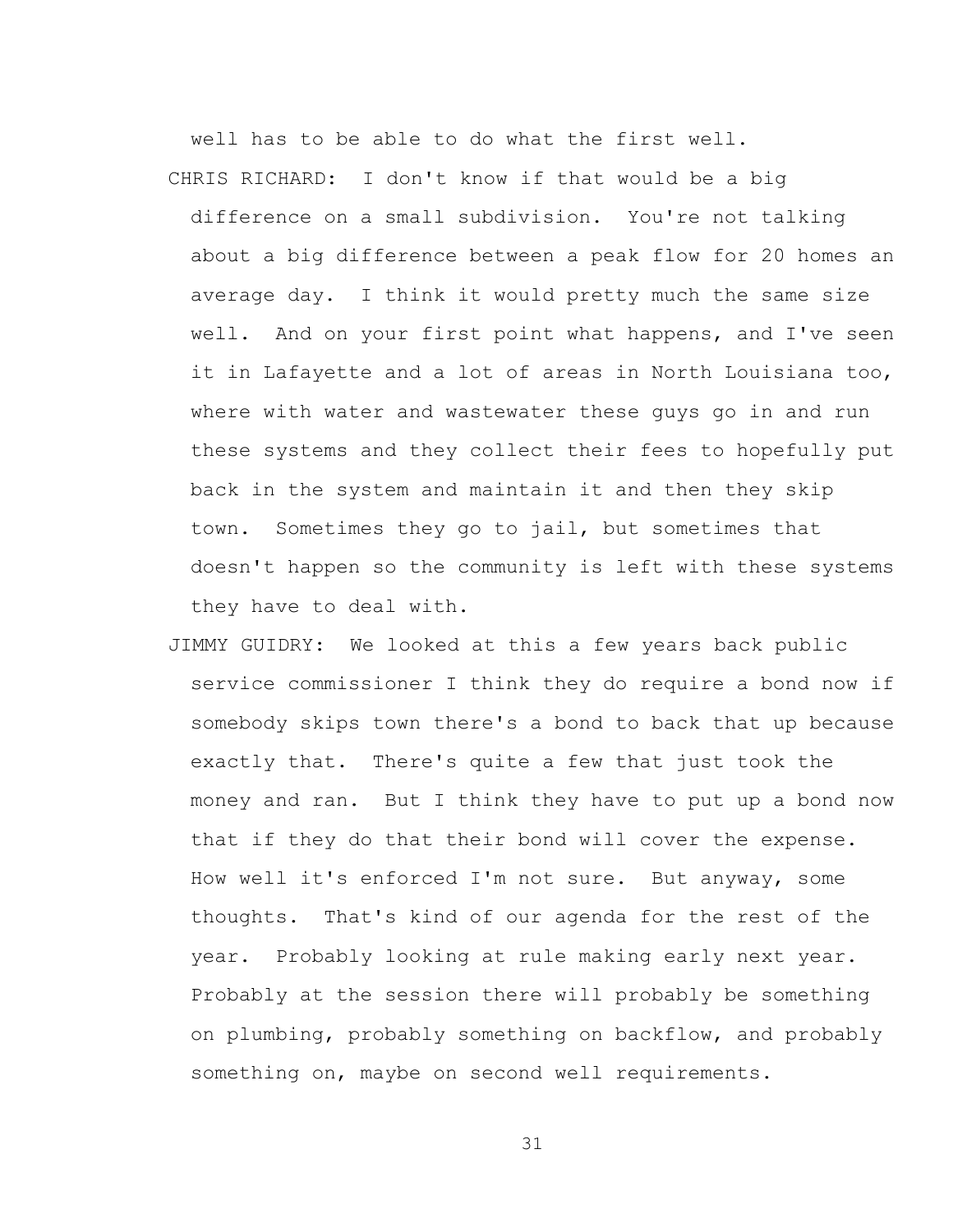well has to be able to do what the first well.

CHRIS RICHARD: I don't know if that would be a big difference on a small subdivision. You're not talking about a big difference between a peak flow for 20 homes an average day. I think it would pretty much the same size well. And on your first point what happens, and I've seen it in Lafayette and a lot of areas in North Louisiana too, where with water and wastewater these guys go in and run these systems and they collect their fees to hopefully put back in the system and maintain it and then they skip town. Sometimes they go to jail, but sometimes that doesn't happen so the community is left with these systems they have to deal with.

JIMMY GUIDRY: We looked at this a few years back public service commissioner I think they do require a bond now if somebody skips town there's a bond to back that up because exactly that. There's quite a few that just took the money and ran. But I think they have to put up a bond now that if they do that their bond will cover the expense. How well it's enforced I'm not sure. But anyway, some thoughts. That's kind of our agenda for the rest of the year. Probably looking at rule making early next year. Probably at the session there will probably be something on plumbing, probably something on backflow, and probably something on, maybe on second well requirements.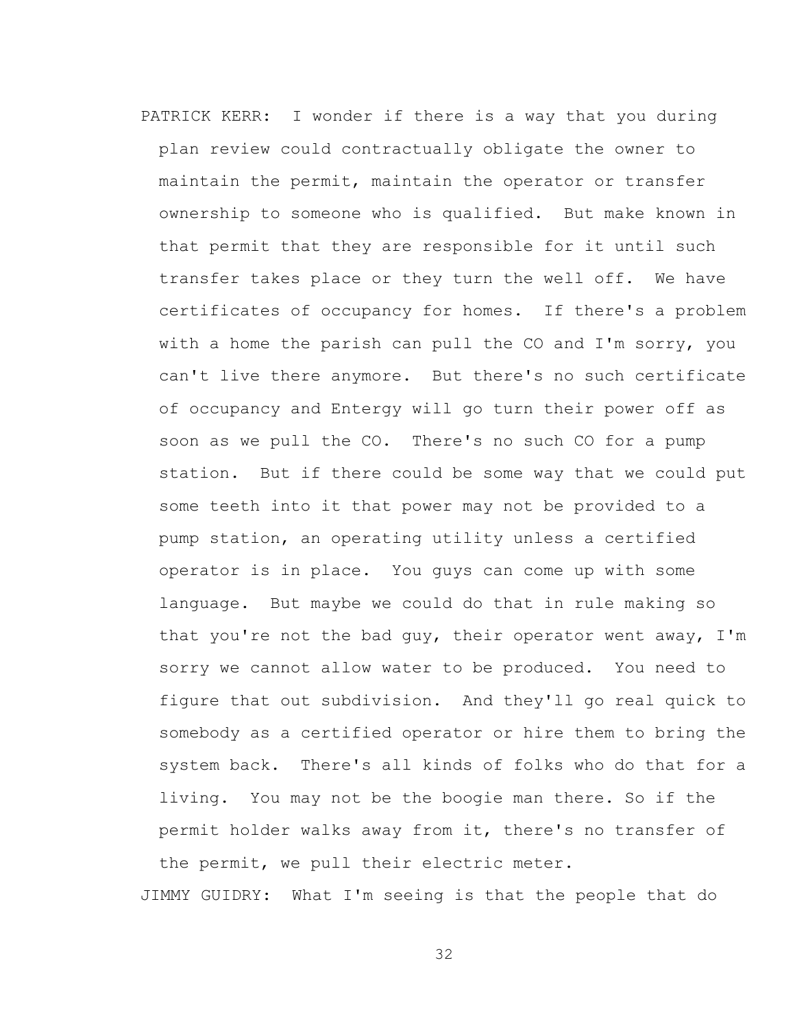PATRICK KERR: I wonder if there is a way that you during plan review could contractually obligate the owner to maintain the permit, maintain the operator or transfer ownership to someone who is qualified. But make known in that permit that they are responsible for it until such transfer takes place or they turn the well off. We have certificates of occupancy for homes. If there's a problem with a home the parish can pull the CO and I'm sorry, you can't live there anymore. But there's no such certificate of occupancy and Entergy will go turn their power off as soon as we pull the CO. There's no such CO for a pump station. But if there could be some way that we could put some teeth into it that power may not be provided to a pump station, an operating utility unless a certified operator is in place. You guys can come up with some language. But maybe we could do that in rule making so that you're not the bad guy, their operator went away, I'm sorry we cannot allow water to be produced. You need to figure that out subdivision. And they'll go real quick to somebody as a certified operator or hire them to bring the system back. There's all kinds of folks who do that for a living. You may not be the boogie man there. So if the permit holder walks away from it, there's no transfer of the permit, we pull their electric meter.

JIMMY GUIDRY: What I'm seeing is that the people that do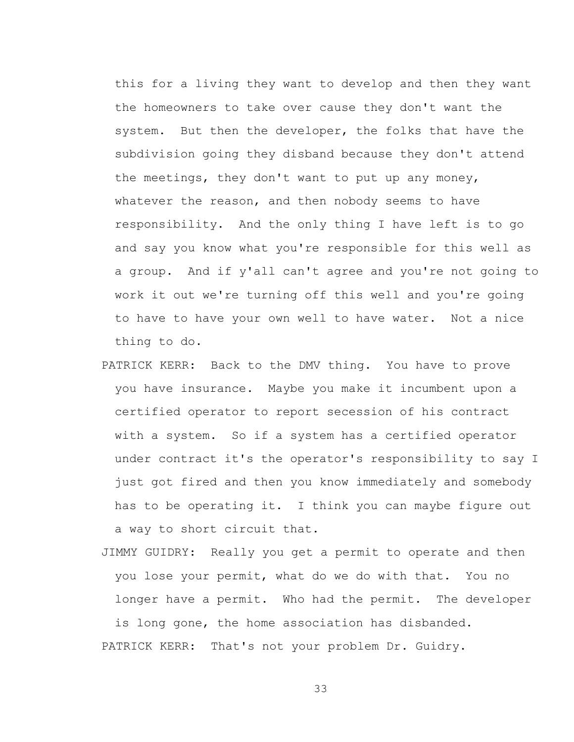this for a living they want to develop and then they want the homeowners to take over cause they don't want the system. But then the developer, the folks that have the subdivision going they disband because they don't attend the meetings, they don't want to put up any money, whatever the reason, and then nobody seems to have responsibility. And the only thing I have left is to go and say you know what you're responsible for this well as a group. And if y'all can't agree and you're not going to work it out we're turning off this well and you're going to have to have your own well to have water. Not a nice thing to do.

PATRICK KERR: Back to the DMV thing. You have to prove you have insurance. Maybe you make it incumbent upon a certified operator to report secession of his contract with a system. So if a system has a certified operator under contract it's the operator's responsibility to say I just got fired and then you know immediately and somebody has to be operating it. I think you can maybe figure out a way to short circuit that.

JIMMY GUIDRY: Really you get a permit to operate and then you lose your permit, what do we do with that. You no longer have a permit. Who had the permit. The developer is long gone, the home association has disbanded.

PATRICK KERR: That's not your problem Dr. Guidry.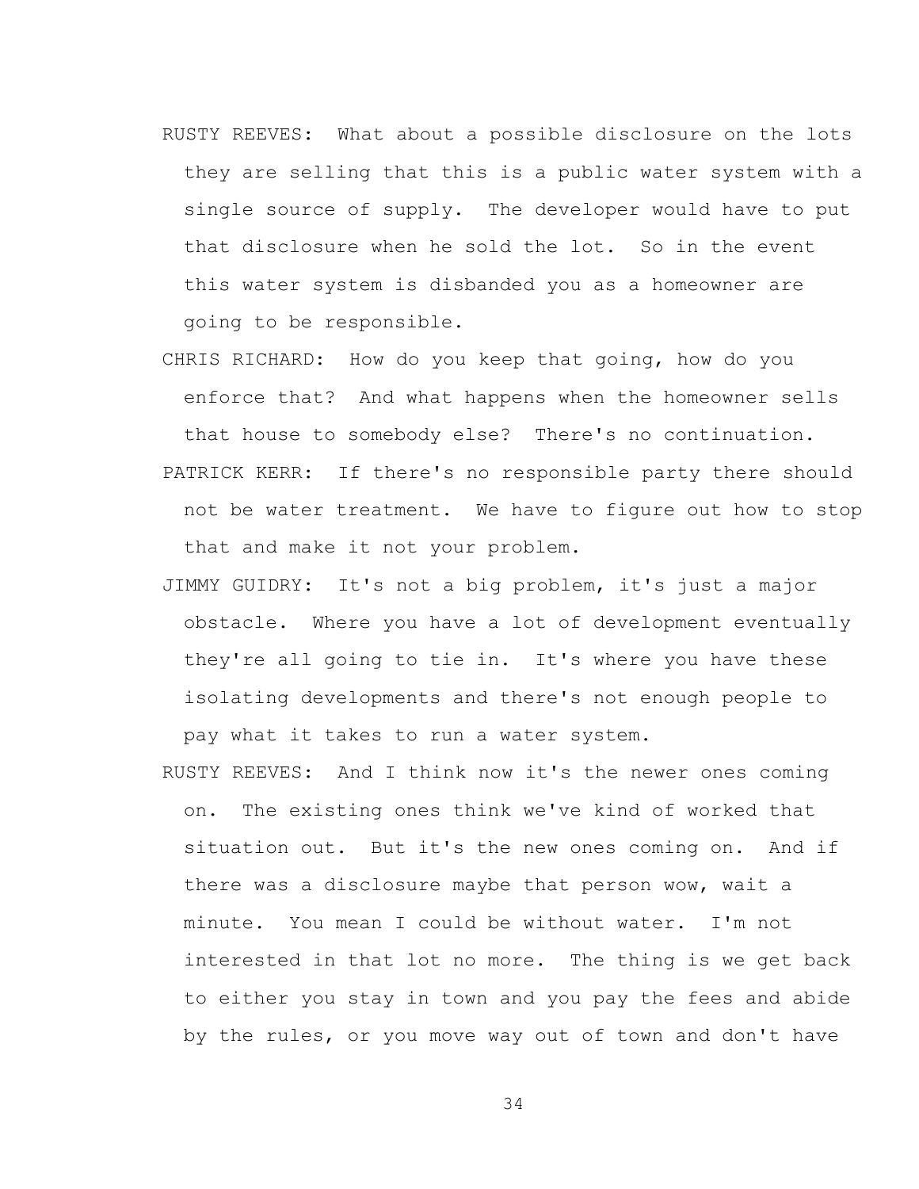RUSTY REEVES: What about a possible disclosure on the lots they are selling that this is a public water system with a single source of supply. The developer would have to put that disclosure when he sold the lot. So in the event this water system is disbanded you as a homeowner are going to be responsible.

CHRIS RICHARD: How do you keep that going, how do you enforce that? And what happens when the homeowner sells that house to somebody else? There's no continuation.

PATRICK KERR: If there's no responsible party there should not be water treatment. We have to figure out how to stop that and make it not your problem.

JIMMY GUIDRY: It's not a big problem, it's just a major obstacle. Where you have a lot of development eventually they're all going to tie in. It's where you have these isolating developments and there's not enough people to pay what it takes to run a water system.

RUSTY REEVES: And I think now it's the newer ones coming on. The existing ones think we've kind of worked that situation out. But it's the new ones coming on. And if there was a disclosure maybe that person wow, wait a minute. You mean I could be without water. I'm not interested in that lot no more. The thing is we get back to either you stay in town and you pay the fees and abide by the rules, or you move way out of town and don't have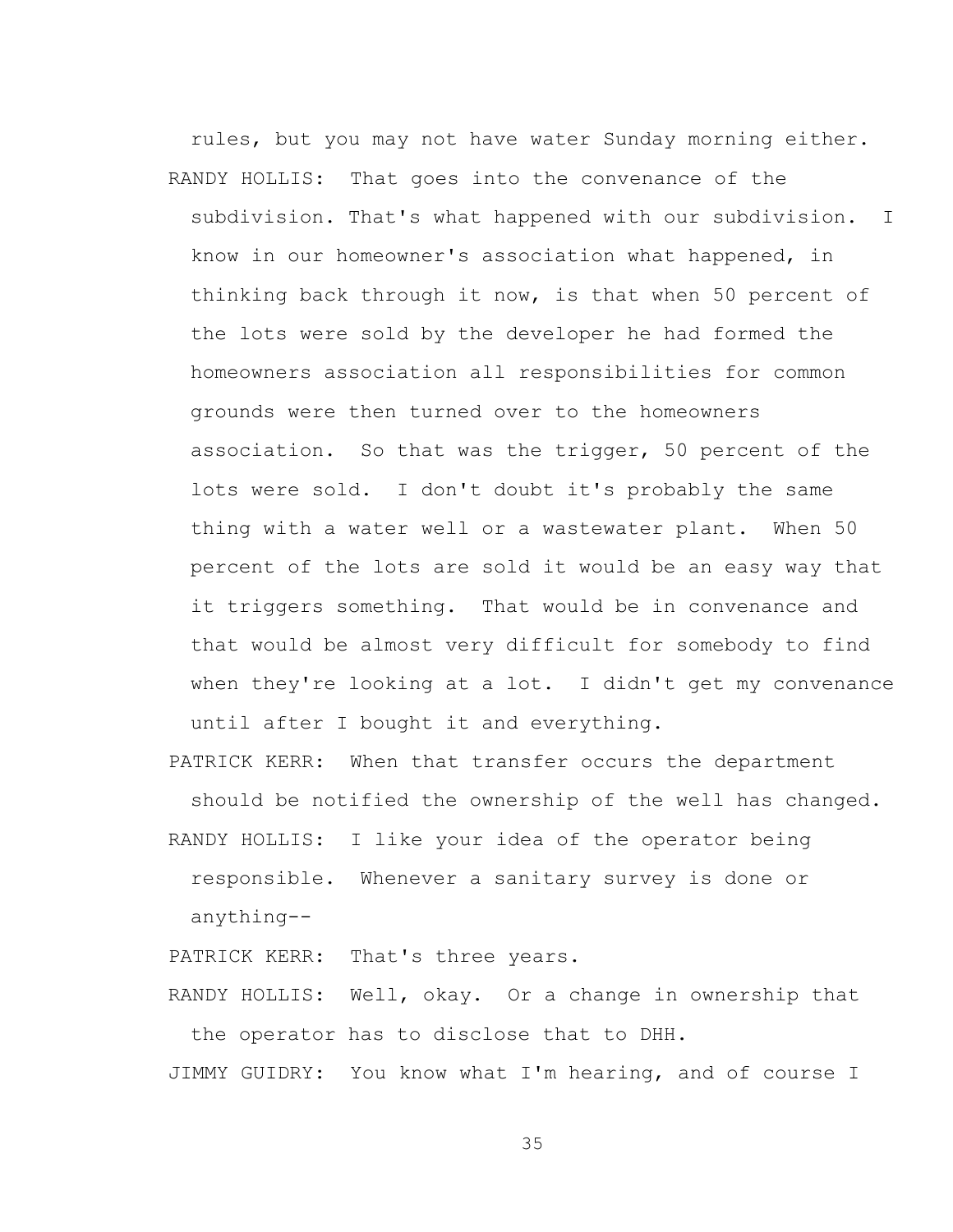rules, but you may not have water Sunday morning either.

RANDY HOLLIS: That goes into the convenance of the subdivision. That's what happened with our subdivision. I know in our homeowner's association what happened, in thinking back through it now, is that when 50 percent of the lots were sold by the developer he had formed the homeowners association all responsibilities for common grounds were then turned over to the homeowners association. So that was the trigger, 50 percent of the lots were sold. I don't doubt it's probably the same thing with a water well or a wastewater plant. When 50 percent of the lots are sold it would be an easy way that it triggers something. That would be in convenance and that would be almost very difficult for somebody to find when they're looking at a lot. I didn't get my convenance until after I bought it and everything.

PATRICK KERR: When that transfer occurs the department should be notified the ownership of the well has changed.

RANDY HOLLIS: I like your idea of the operator being responsible. Whenever a sanitary survey is done or anything--

PATRICK KERR: That's three years.

RANDY HOLLIS: Well, okay. Or a change in ownership that the operator has to disclose that to DHH.

JIMMY GUIDRY: You know what I'm hearing, and of course I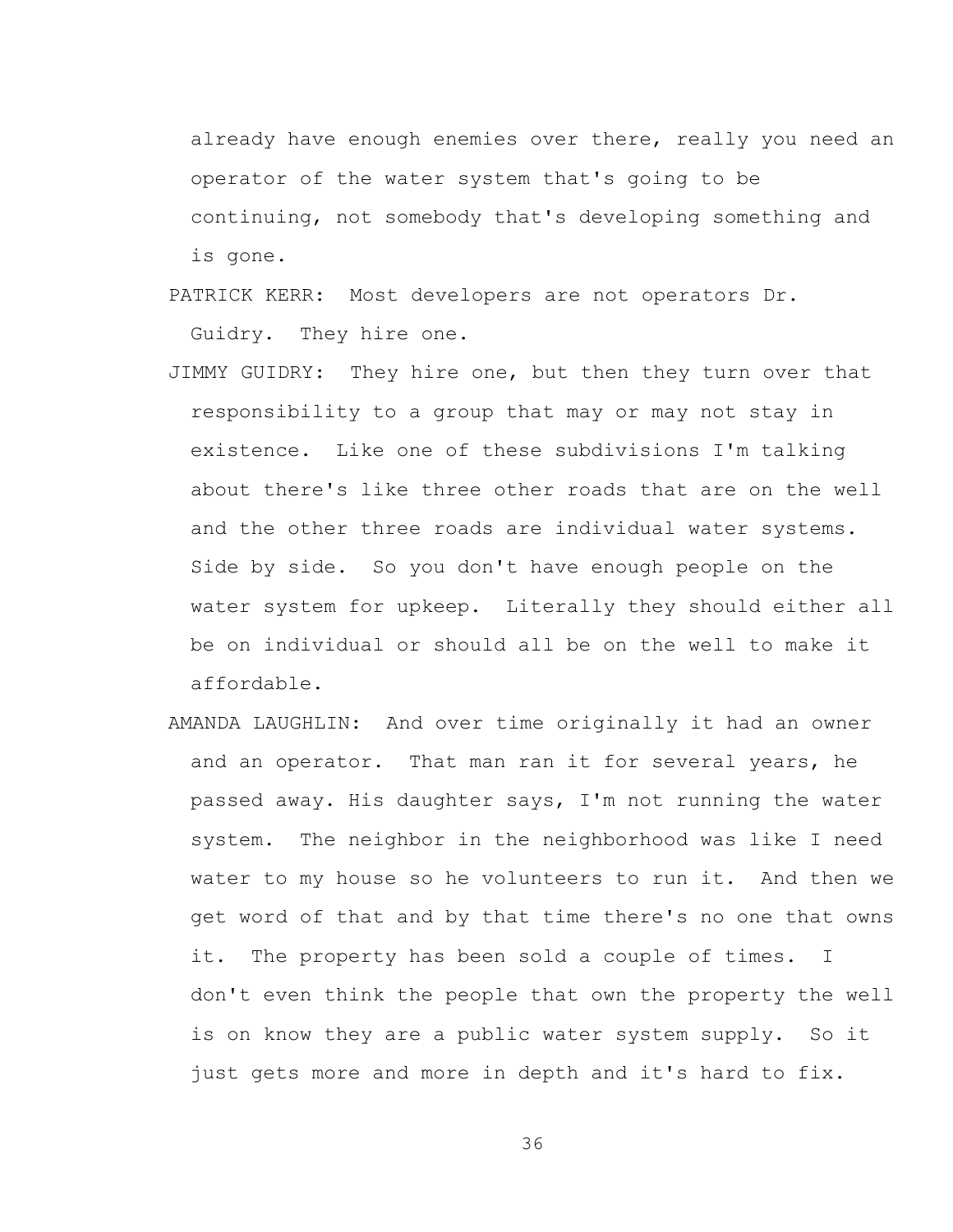already have enough enemies over there, really you need an operator of the water system that's going to be continuing, not somebody that's developing something and is gone.

PATRICK KERR: Most developers are not operators Dr. Guidry. They hire one.

JIMMY GUIDRY: They hire one, but then they turn over that responsibility to a group that may or may not stay in existence. Like one of these subdivisions I'm talking about there's like three other roads that are on the well and the other three roads are individual water systems. Side by side. So you don't have enough people on the water system for upkeep. Literally they should either all be on individual or should all be on the well to make it affordable.

AMANDA LAUGHLIN: And over time originally it had an owner and an operator. That man ran it for several years, he passed away. His daughter says, I'm not running the water system. The neighbor in the neighborhood was like I need water to my house so he volunteers to run it. And then we get word of that and by that time there's no one that owns it. The property has been sold a couple of times. I don't even think the people that own the property the well is on know they are a public water system supply. So it just gets more and more in depth and it's hard to fix.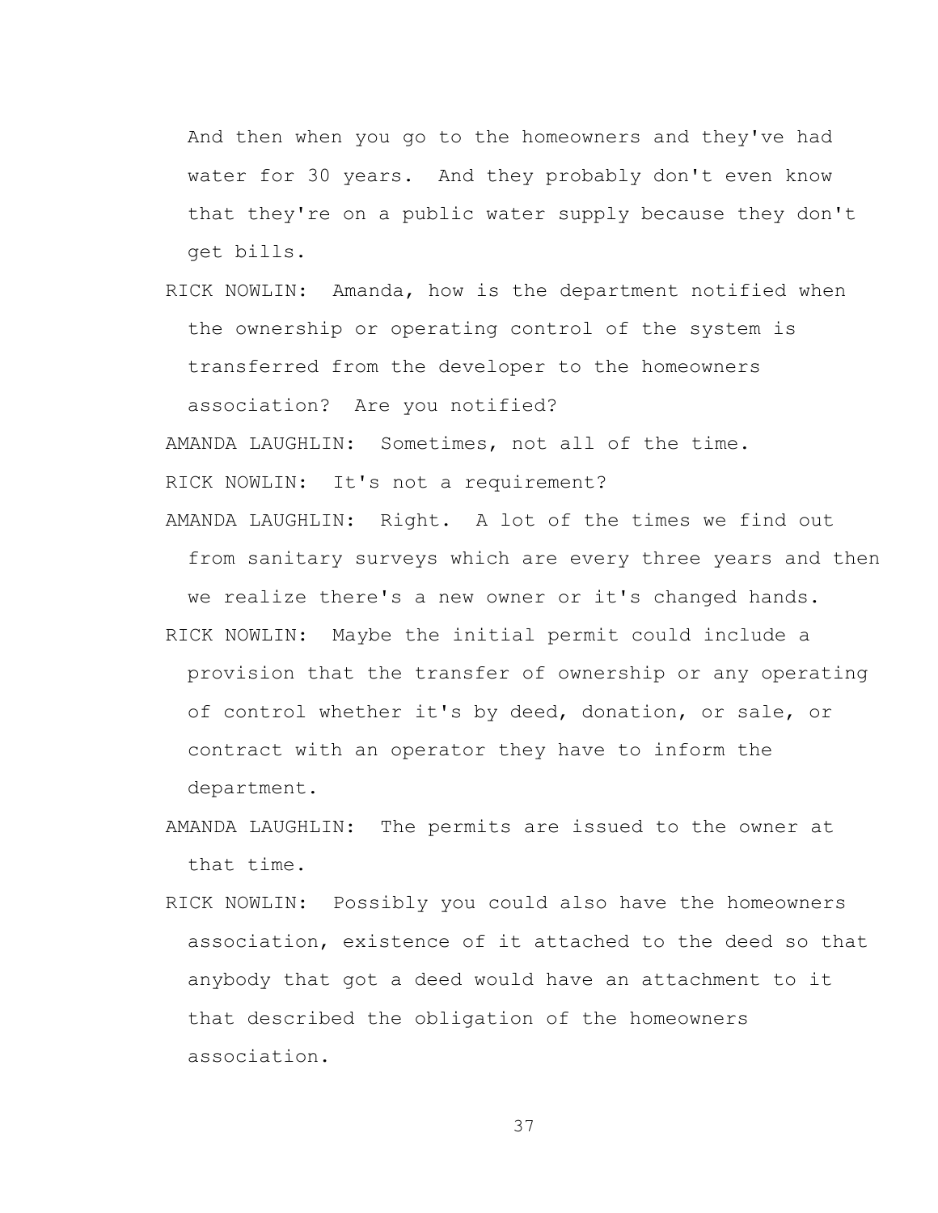And then when you go to the homeowners and they've had water for 30 years. And they probably don't even know that they're on a public water supply because they don't get bills.

RICK NOWLIN: Amanda, how is the department notified when the ownership or operating control of the system is transferred from the developer to the homeowners association? Are you notified?

AMANDA LAUGHLIN: Sometimes, not all of the time.

RICK NOWLIN: It's not a requirement?

AMANDA LAUGHLIN: Right. A lot of the times we find out from sanitary surveys which are every three years and then we realize there's a new owner or it's changed hands.

RICK NOWLIN: Maybe the initial permit could include a provision that the transfer of ownership or any operating of control whether it's by deed, donation, or sale, or contract with an operator they have to inform the department.

AMANDA LAUGHLIN: The permits are issued to the owner at that time.

RICK NOWLIN: Possibly you could also have the homeowners association, existence of it attached to the deed so that anybody that got a deed would have an attachment to it that described the obligation of the homeowners association.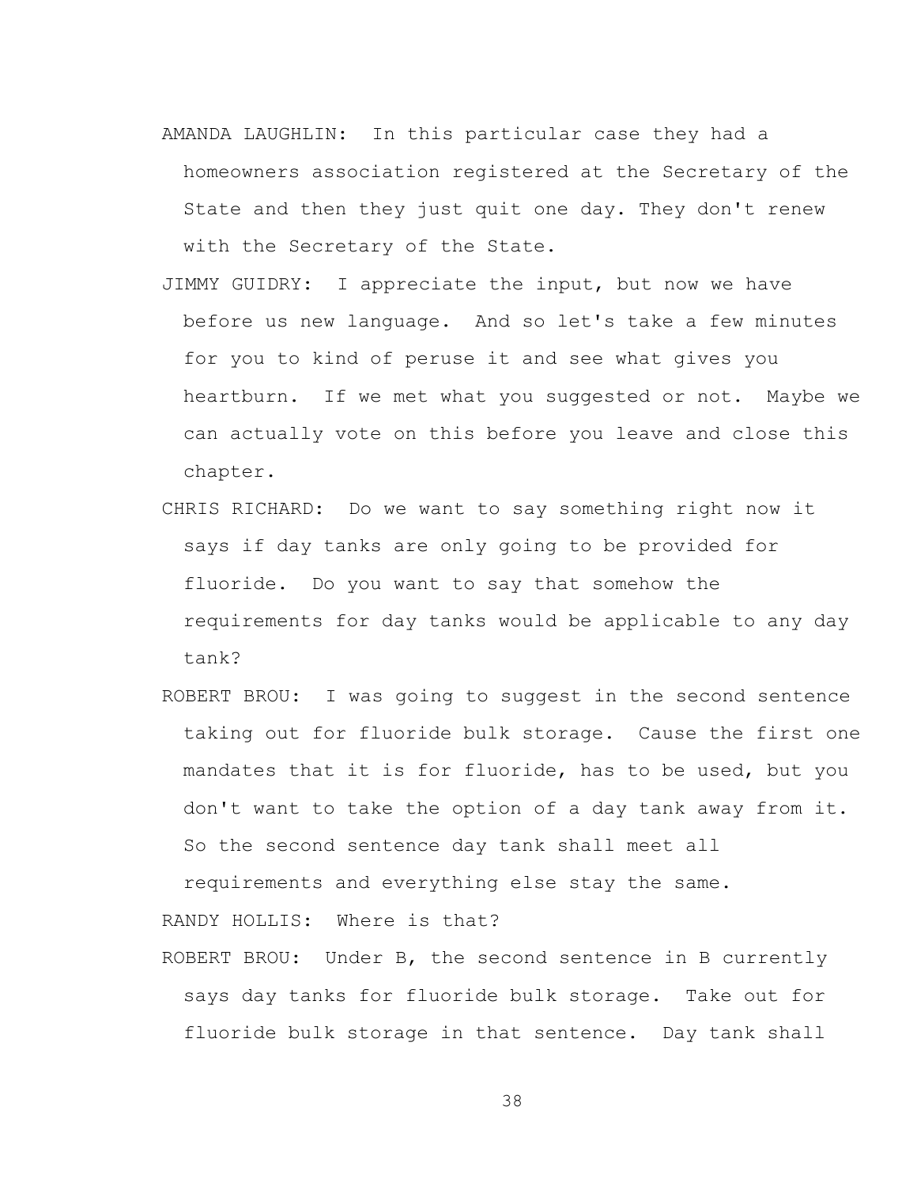AMANDA LAUGHLIN: In this particular case they had a homeowners association registered at the Secretary of the State and then they just quit one day. They don't renew with the Secretary of the State.

JIMMY GUIDRY: I appreciate the input, but now we have before us new language. And so let's take a few minutes for you to kind of peruse it and see what gives you heartburn. If we met what you suggested or not. Maybe we can actually vote on this before you leave and close this chapter.

CHRIS RICHARD: Do we want to say something right now it says if day tanks are only going to be provided for fluoride. Do you want to say that somehow the requirements for day tanks would be applicable to any day tank?

ROBERT BROU: I was going to suggest in the second sentence taking out for fluoride bulk storage. Cause the first one mandates that it is for fluoride, has to be used, but you don't want to take the option of a day tank away from it. So the second sentence day tank shall meet all requirements and everything else stay the same.

RANDY HOLLIS: Where is that?

ROBERT BROU: Under B, the second sentence in B currently says day tanks for fluoride bulk storage. Take out for fluoride bulk storage in that sentence. Day tank shall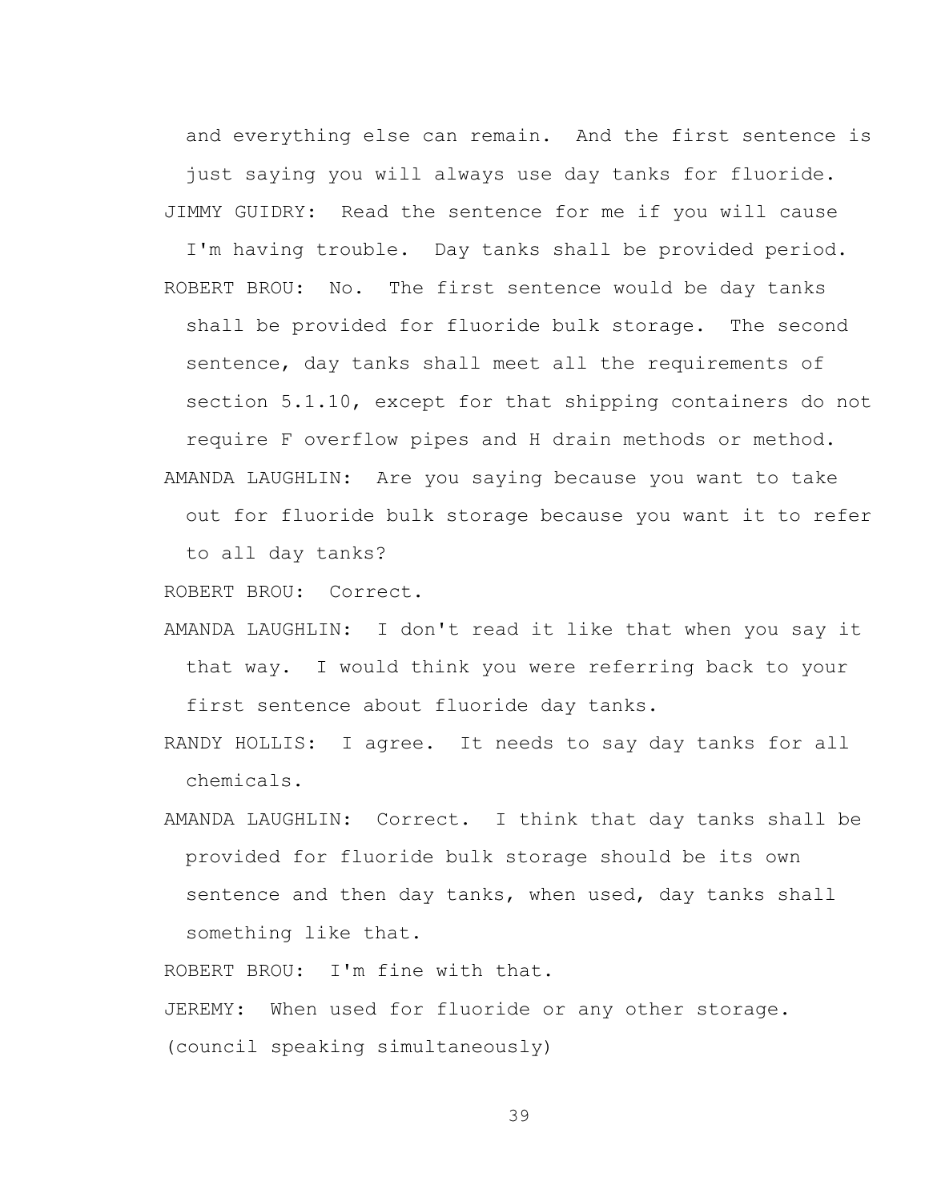and everything else can remain. And the first sentence is just saying you will always use day tanks for fluoride.

JIMMY GUIDRY: Read the sentence for me if you will cause I'm having trouble. Day tanks shall be provided period.

ROBERT BROU: No. The first sentence would be day tanks shall be provided for fluoride bulk storage. The second sentence, day tanks shall meet all the requirements of section 5.1.10, except for that shipping containers do not require F overflow pipes and H drain methods or method.

AMANDA LAUGHLIN: Are you saying because you want to take out for fluoride bulk storage because you want it to refer to all day tanks?

ROBERT BROU: Correct.

AMANDA LAUGHLIN: I don't read it like that when you say it that way. I would think you were referring back to your first sentence about fluoride day tanks.

RANDY HOLLIS: I agree. It needs to say day tanks for all chemicals.

AMANDA LAUGHLIN: Correct. I think that day tanks shall be provided for fluoride bulk storage should be its own sentence and then day tanks, when used, day tanks shall something like that.

ROBERT BROU: I'm fine with that.

JEREMY: When used for fluoride or any other storage.

(council speaking simultaneously)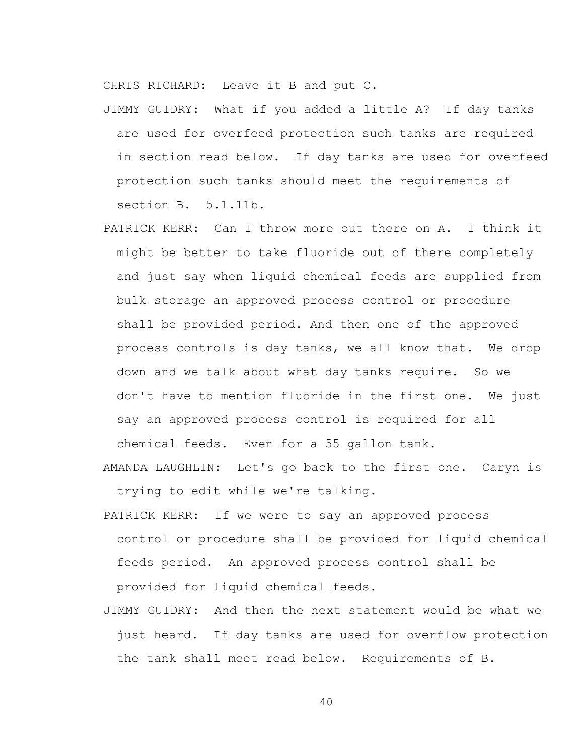CHRIS RICHARD: Leave it B and put C.

JIMMY GUIDRY: What if you added a little A? If day tanks are used for overfeed protection such tanks are required in section read below. If day tanks are used for overfeed protection such tanks should meet the requirements of section B. 5.1.11b.

PATRICK KERR: Can I throw more out there on A. I think it might be better to take fluoride out of there completely and just say when liquid chemical feeds are supplied from bulk storage an approved process control or procedure shall be provided period. And then one of the approved process controls is day tanks, we all know that. We drop down and we talk about what day tanks require. So we don't have to mention fluoride in the first one. We just say an approved process control is required for all chemical feeds. Even for a 55 gallon tank.

AMANDA LAUGHLIN: Let's go back to the first one. Caryn is trying to edit while we're talking.

PATRICK KERR: If we were to say an approved process control or procedure shall be provided for liquid chemical feeds period. An approved process control shall be provided for liquid chemical feeds.

JIMMY GUIDRY: And then the next statement would be what we just heard. If day tanks are used for overflow protection the tank shall meet read below. Requirements of B.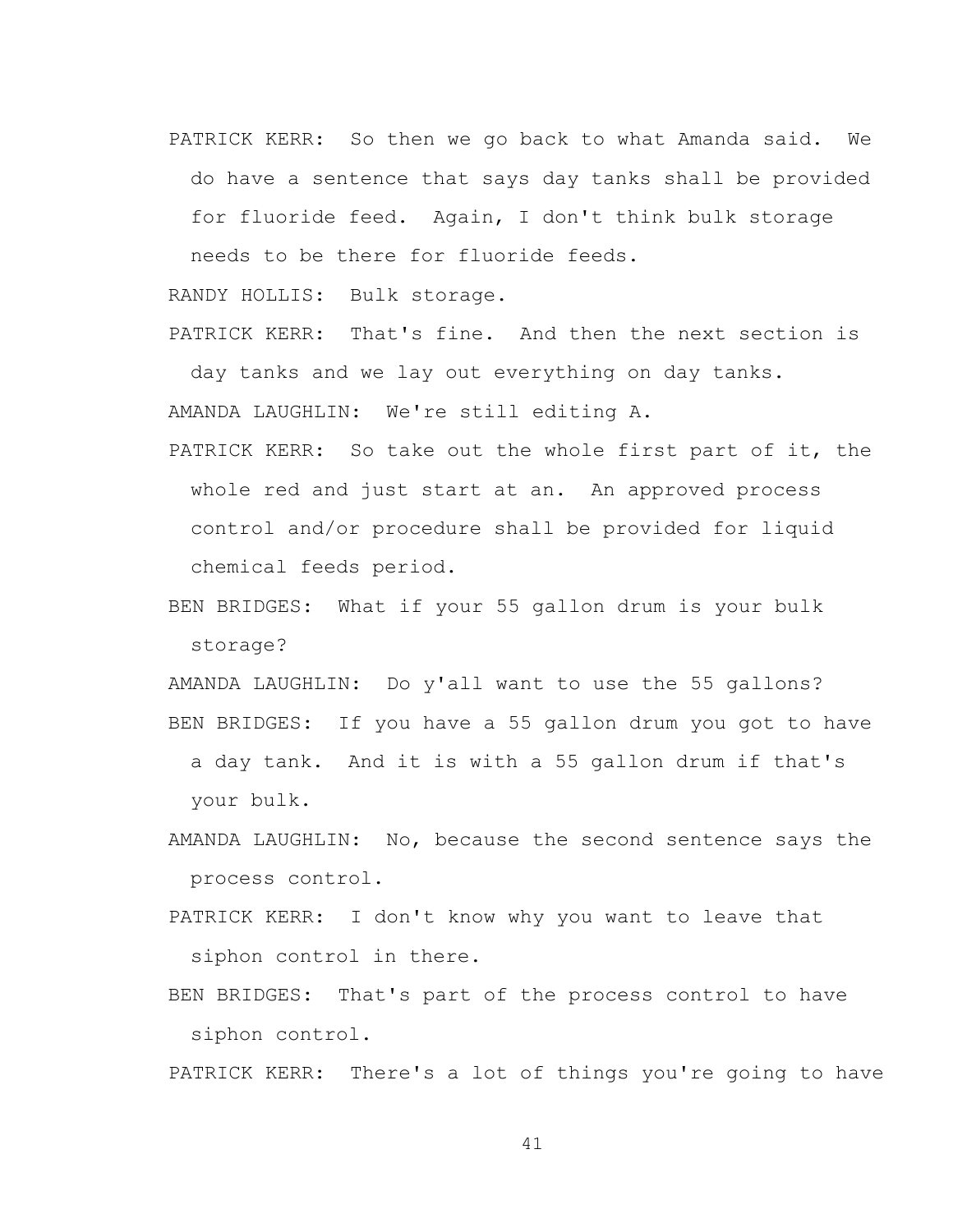PATRICK KERR: So then we go back to what Amanda said. We do have a sentence that says day tanks shall be provided for fluoride feed. Again, I don't think bulk storage needs to be there for fluoride feeds.

RANDY HOLLIS: Bulk storage.

PATRICK KERR: That's fine. And then the next section is day tanks and we lay out everything on day tanks.

AMANDA LAUGHLIN: We're still editing A.

PATRICK KERR: So take out the whole first part of it, the whole red and just start at an. An approved process control and/or procedure shall be provided for liquid chemical feeds period.

BEN BRIDGES: What if your 55 gallon drum is your bulk storage?

AMANDA LAUGHLIN: Do y'all want to use the 55 gallons?

BEN BRIDGES: If you have a 55 gallon drum you got to have a day tank. And it is with a 55 gallon drum if that's your bulk.

AMANDA LAUGHLIN: No, because the second sentence says the process control.

PATRICK KERR: I don't know why you want to leave that siphon control in there.

BEN BRIDGES: That's part of the process control to have siphon control.

PATRICK KERR: There's a lot of things you're going to have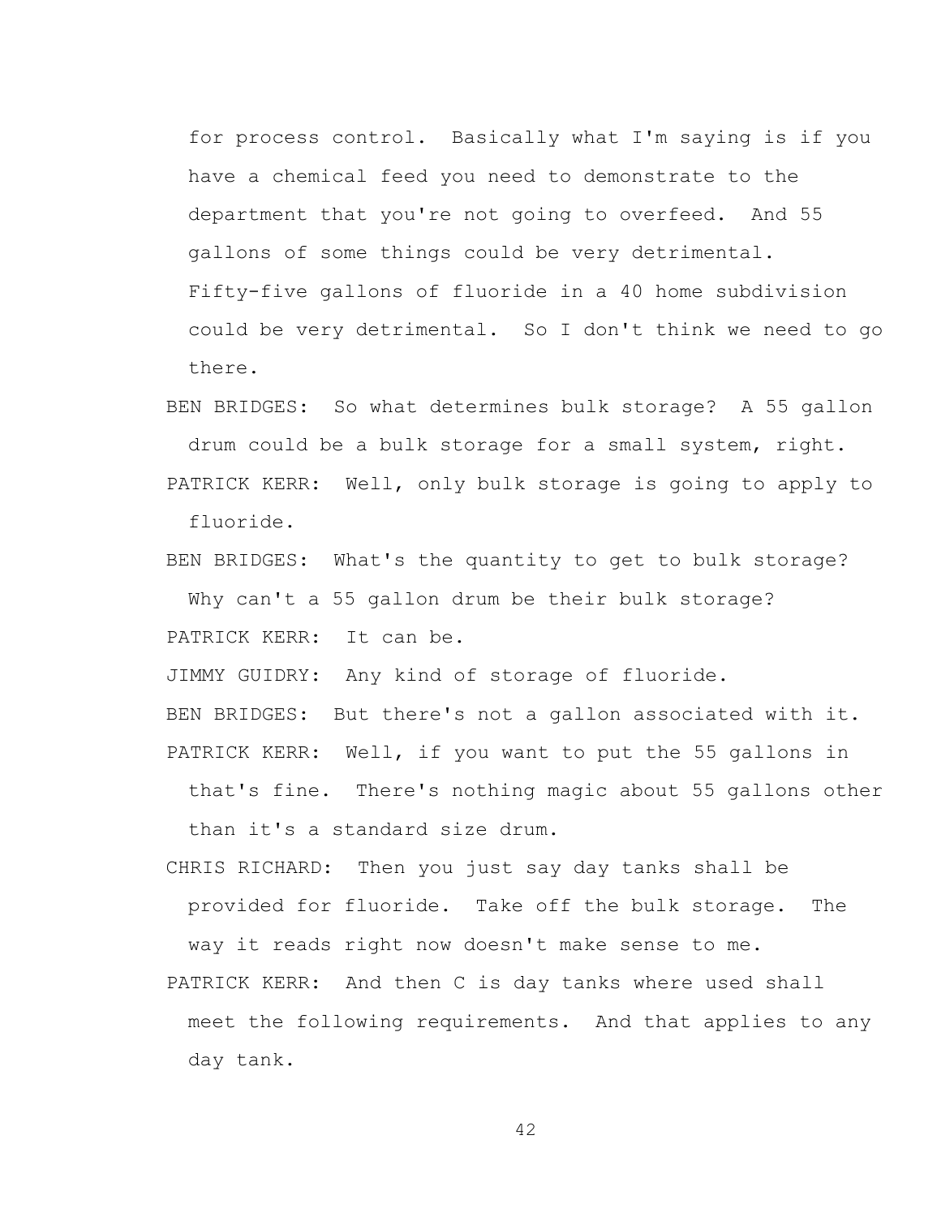for process control. Basically what I'm saying is if you have a chemical feed you need to demonstrate to the department that you're not going to overfeed. And 55 gallons of some things could be very detrimental. Fifty-five gallons of fluoride in a 40 home subdivision could be very detrimental. So I don't think we need to go there.

BEN BRIDGES: So what determines bulk storage? A 55 gallon drum could be a bulk storage for a small system, right.

PATRICK KERR: Well, only bulk storage is going to apply to fluoride.

BEN BRIDGES: What's the quantity to get to bulk storage? Why can't a 55 gallon drum be their bulk storage?

PATRICK KERR: It can be.

JIMMY GUIDRY: Any kind of storage of fluoride.

BEN BRIDGES: But there's not a gallon associated with it.

PATRICK KERR: Well, if you want to put the 55 gallons in that's fine. There's nothing magic about 55 gallons other than it's a standard size drum.

CHRIS RICHARD: Then you just say day tanks shall be provided for fluoride. Take off the bulk storage. The way it reads right now doesn't make sense to me.

PATRICK KERR: And then C is day tanks where used shall meet the following requirements. And that applies to any day tank.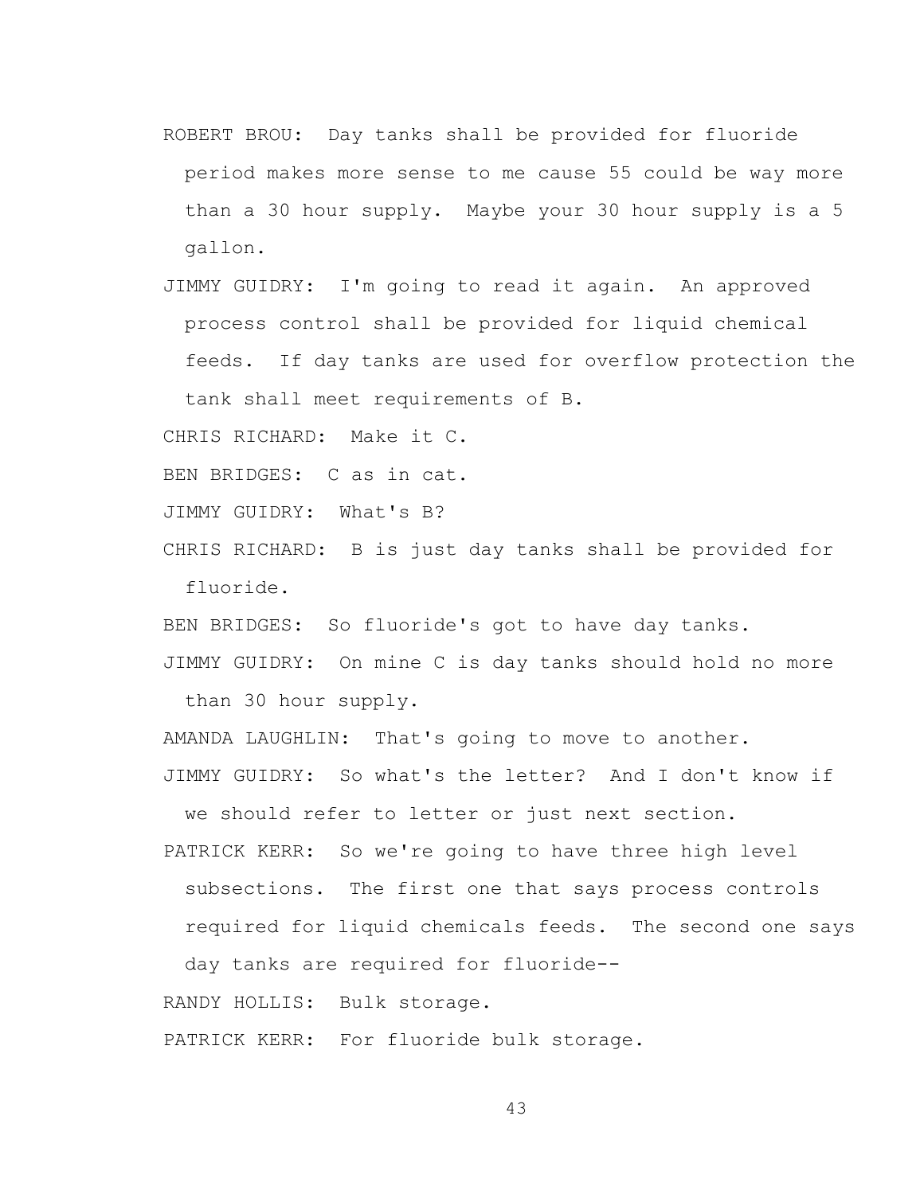ROBERT BROU: Day tanks shall be provided for fluoride period makes more sense to me cause 55 could be way more than a 30 hour supply. Maybe your 30 hour supply is a 5 gallon.

JIMMY GUIDRY: I'm going to read it again. An approved process control shall be provided for liquid chemical feeds. If day tanks are used for overflow protection the tank shall meet requirements of B.

CHRIS RICHARD: Make it C.

BEN BRIDGES: C as in cat.

JIMMY GUIDRY: What's B?

CHRIS RICHARD: B is just day tanks shall be provided for fluoride.

BEN BRIDGES: So fluoride's got to have day tanks.

JIMMY GUIDRY: On mine C is day tanks should hold no more than 30 hour supply.

AMANDA LAUGHLIN: That's going to move to another.

JIMMY GUIDRY: So what's the letter? And I don't know if we should refer to letter or just next section.

PATRICK KERR: So we're going to have three high level subsections. The first one that says process controls required for liquid chemicals feeds. The second one says day tanks are required for fluoride--

RANDY HOLLIS: Bulk storage.

PATRICK KERR: For fluoride bulk storage.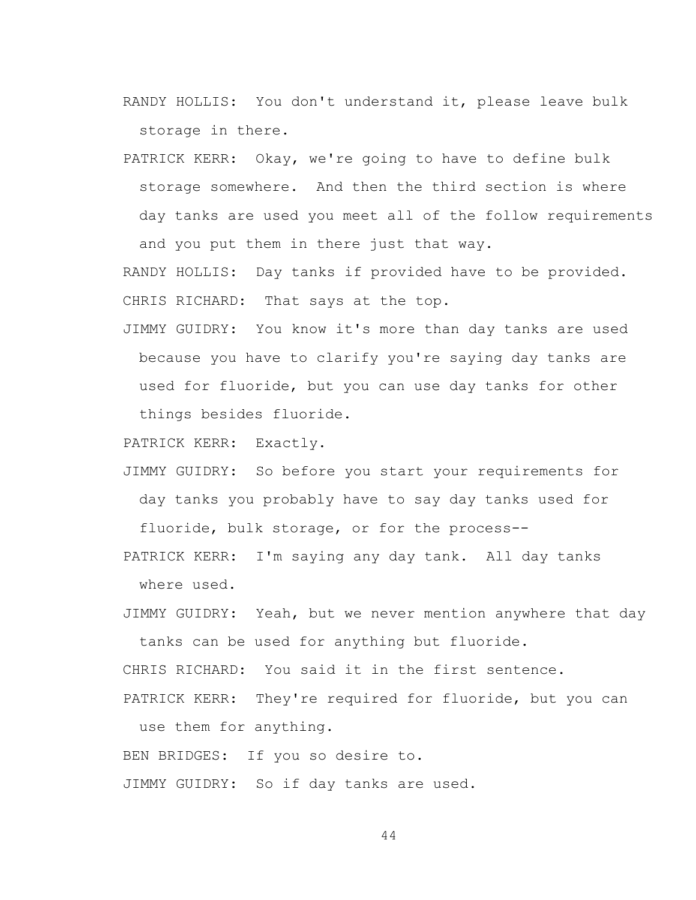RANDY HOLLIS: You don't understand it, please leave bulk storage in there.

PATRICK KERR: Okay, we're going to have to define bulk storage somewhere. And then the third section is where day tanks are used you meet all of the follow requirements and you put them in there just that way.

RANDY HOLLIS: Day tanks if provided have to be provided.

CHRIS RICHARD: That says at the top.

JIMMY GUIDRY: You know it's more than day tanks are used because you have to clarify you're saying day tanks are used for fluoride, but you can use day tanks for other things besides fluoride.

PATRICK KERR: Exactly.

JIMMY GUIDRY: So before you start your requirements for day tanks you probably have to say day tanks used for fluoride, bulk storage, or for the process--

PATRICK KERR: I'm saying any day tank. All day tanks where used.

JIMMY GUIDRY: Yeah, but we never mention anywhere that day tanks can be used for anything but fluoride.

CHRIS RICHARD: You said it in the first sentence.

PATRICK KERR: They're required for fluoride, but you can use them for anything.

BEN BRIDGES: If you so desire to.

JIMMY GUIDRY: So if day tanks are used.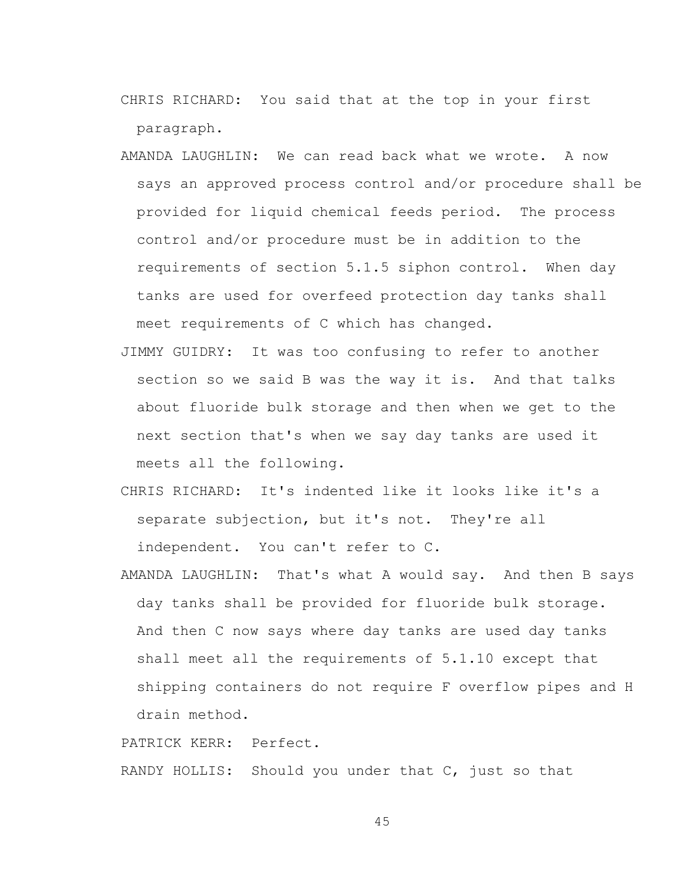CHRIS RICHARD: You said that at the top in your first paragraph.

AMANDA LAUGHLIN: We can read back what we wrote. A now says an approved process control and/or procedure shall be provided for liquid chemical feeds period. The process control and/or procedure must be in addition to the requirements of section 5.1.5 siphon control. When day tanks are used for overfeed protection day tanks shall meet requirements of C which has changed.

JIMMY GUIDRY: It was too confusing to refer to another section so we said B was the way it is. And that talks about fluoride bulk storage and then when we get to the next section that's when we say day tanks are used it meets all the following.

CHRIS RICHARD: It's indented like it looks like it's a separate subjection, but it's not. They're all independent. You can't refer to C.

AMANDA LAUGHLIN: That's what A would say. And then B says day tanks shall be provided for fluoride bulk storage. And then C now says where day tanks are used day tanks shall meet all the requirements of 5.1.10 except that shipping containers do not require F overflow pipes and H drain method.

PATRICK KERR: Perfect.

RANDY HOLLIS: Should you under that C, just so that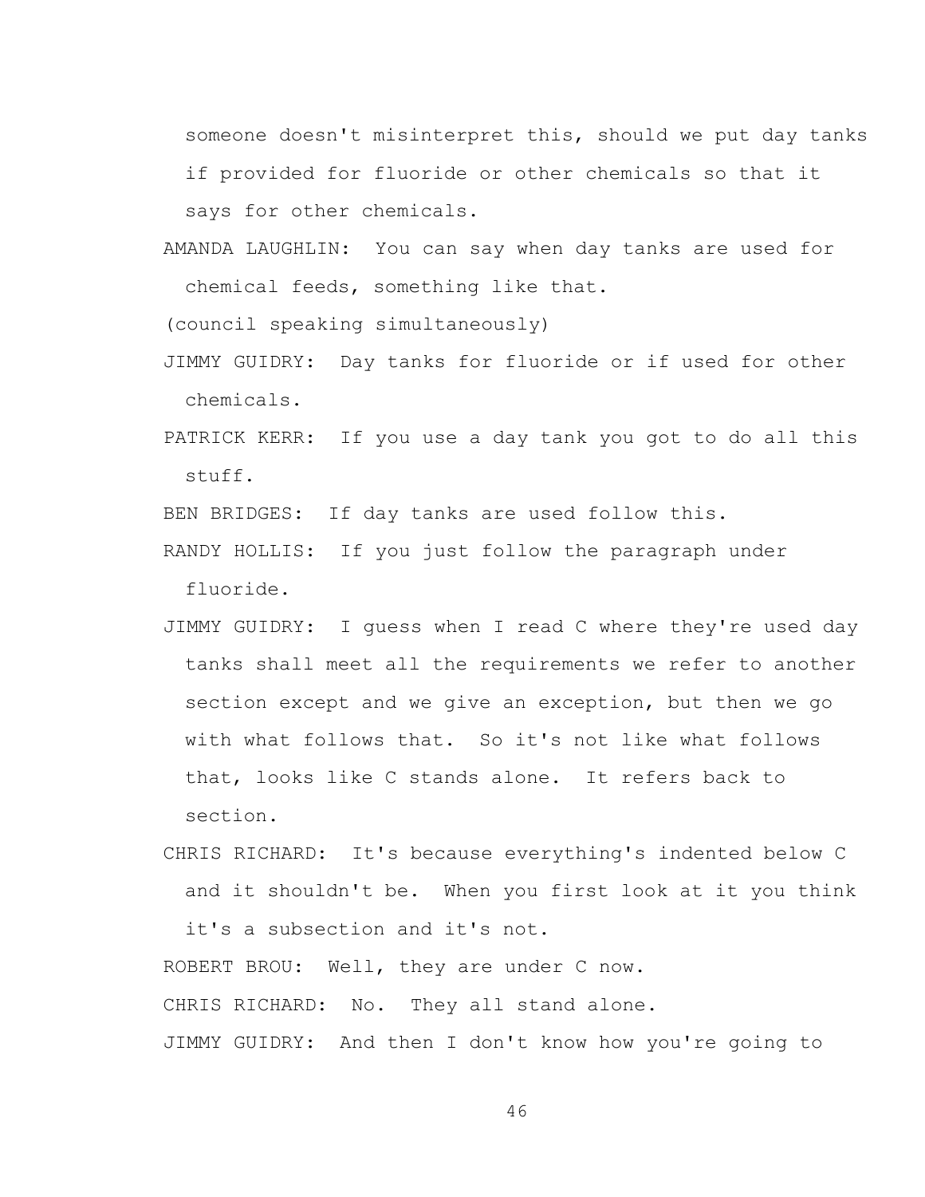someone doesn't misinterpret this, should we put day tanks if provided for fluoride or other chemicals so that it says for other chemicals.

AMANDA LAUGHLIN: You can say when day tanks are used for chemical feeds, something like that.

(council speaking simultaneously)

JIMMY GUIDRY: Day tanks for fluoride or if used for other chemicals.

PATRICK KERR: If you use a day tank you got to do all this stuff.

BEN BRIDGES: If day tanks are used follow this.

RANDY HOLLIS: If you just follow the paragraph under fluoride.

JIMMY GUIDRY: I guess when I read C where they're used day tanks shall meet all the requirements we refer to another section except and we give an exception, but then we go with what follows that. So it's not like what follows that, looks like C stands alone. It refers back to section.

CHRIS RICHARD: It's because everything's indented below C and it shouldn't be. When you first look at it you think it's a subsection and it's not.

ROBERT BROU: Well, they are under C now.

CHRIS RICHARD: No. They all stand alone.

JIMMY GUIDRY: And then I don't know how you're going to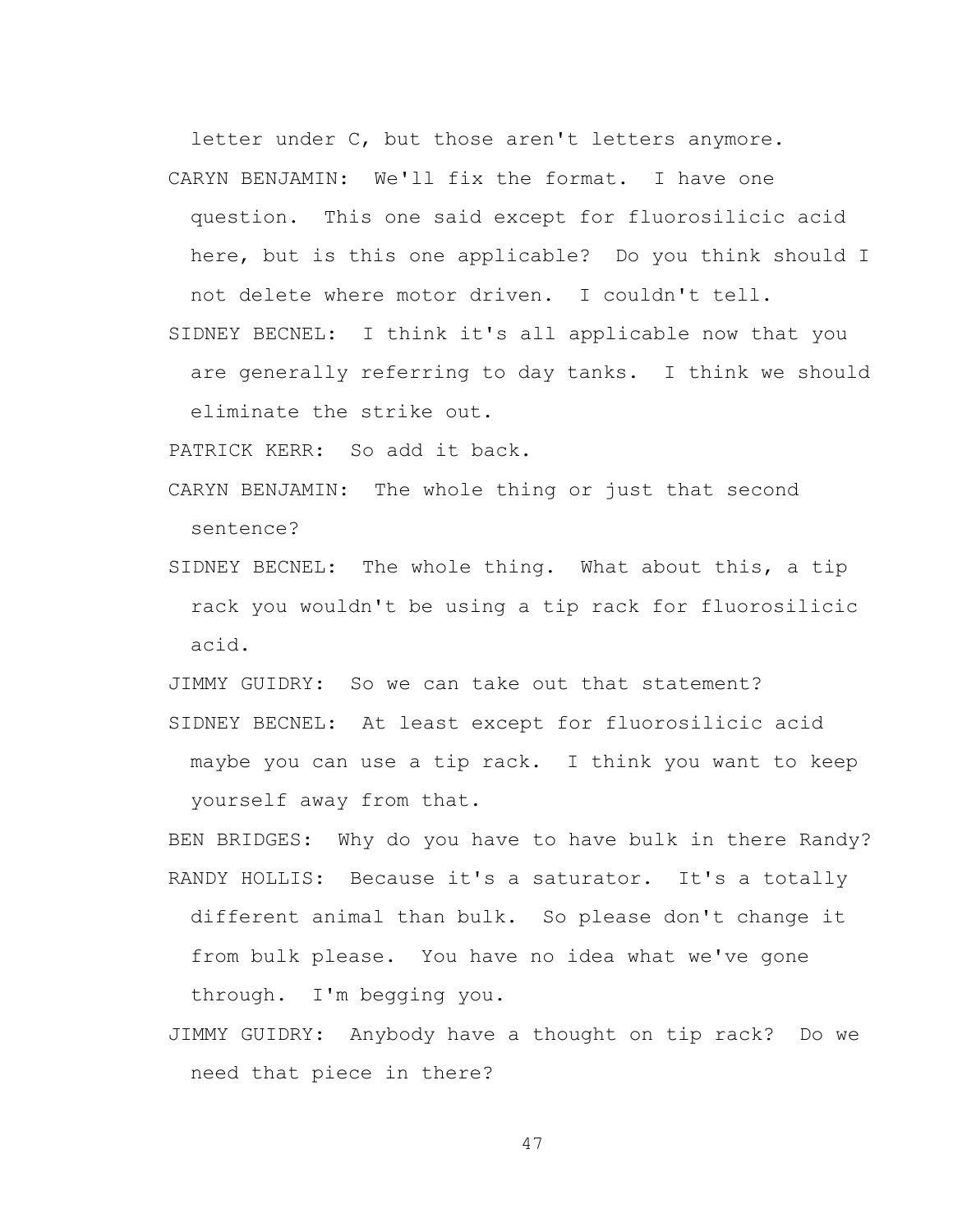letter under C, but those aren't letters anymore.

CARYN BENJAMIN: We'll fix the format. I have one question. This one said except for fluorosilicic acid here, but is this one applicable? Do you think should I not delete where motor driven. I couldn't tell.

SIDNEY BECNEL: I think it's all applicable now that you are generally referring to day tanks. I think we should eliminate the strike out.

PATRICK KERR: So add it back.

CARYN BENJAMIN: The whole thing or just that second sentence?

SIDNEY BECNEL: The whole thing. What about this, a tip rack you wouldn't be using a tip rack for fluorosilicic acid.

JIMMY GUIDRY: So we can take out that statement?

SIDNEY BECNEL: At least except for fluorosilicic acid maybe you can use a tip rack. I think you want to keep yourself away from that.

BEN BRIDGES: Why do you have to have bulk in there Randy?

RANDY HOLLIS: Because it's a saturator. It's a totally different animal than bulk. So please don't change it from bulk please. You have no idea what we've gone through. I'm begging you.

JIMMY GUIDRY: Anybody have a thought on tip rack? Do we need that piece in there?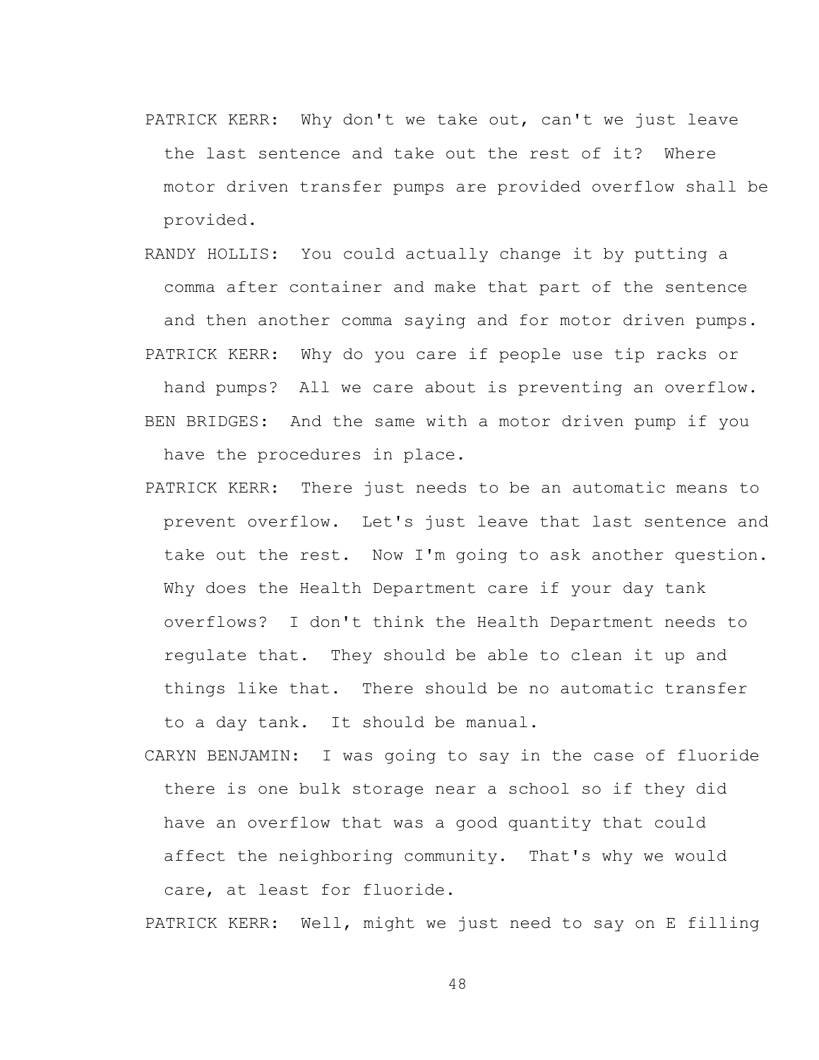PATRICK KERR: Why don't we take out, can't we just leave the last sentence and take out the rest of it? Where motor driven transfer pumps are provided overflow shall be provided.

RANDY HOLLIS: You could actually change it by putting a comma after container and make that part of the sentence and then another comma saying and for motor driven pumps.

PATRICK KERR: Why do you care if people use tip racks or hand pumps? All we care about is preventing an overflow.

BEN BRIDGES: And the same with a motor driven pump if you have the procedures in place.

PATRICK KERR: There just needs to be an automatic means to prevent overflow. Let's just leave that last sentence and take out the rest. Now I'm going to ask another question. Why does the Health Department care if your day tank overflows? I don't think the Health Department needs to regulate that. They should be able to clean it up and things like that. There should be no automatic transfer to a day tank. It should be manual.

CARYN BENJAMIN: I was going to say in the case of fluoride there is one bulk storage near a school so if they did have an overflow that was a good quantity that could affect the neighboring community. That's why we would care, at least for fluoride.

PATRICK KERR: Well, might we just need to say on E filling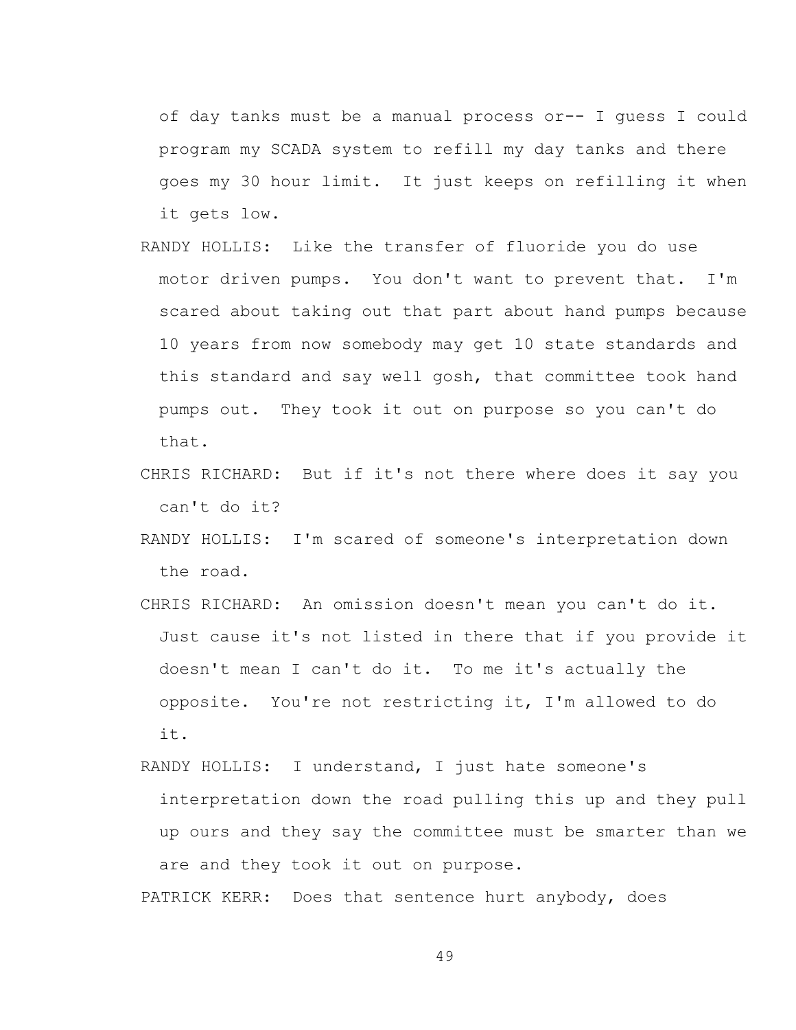of day tanks must be a manual process or-- I guess I could program my SCADA system to refill my day tanks and there goes my 30 hour limit. It just keeps on refilling it when it gets low.

RANDY HOLLIS: Like the transfer of fluoride you do use motor driven pumps. You don't want to prevent that. I'm scared about taking out that part about hand pumps because 10 years from now somebody may get 10 state standards and this standard and say well gosh, that committee took hand pumps out. They took it out on purpose so you can't do that.

CHRIS RICHARD: But if it's not there where does it say you can't do it?

RANDY HOLLIS: I'm scared of someone's interpretation down the road.

CHRIS RICHARD: An omission doesn't mean you can't do it. Just cause it's not listed in there that if you provide it doesn't mean I can't do it. To me it's actually the opposite. You're not restricting it, I'm allowed to do it.

RANDY HOLLIS: I understand, I just hate someone's interpretation down the road pulling this up and they pull up ours and they say the committee must be smarter than we are and they took it out on purpose.

PATRICK KERR: Does that sentence hurt anybody, does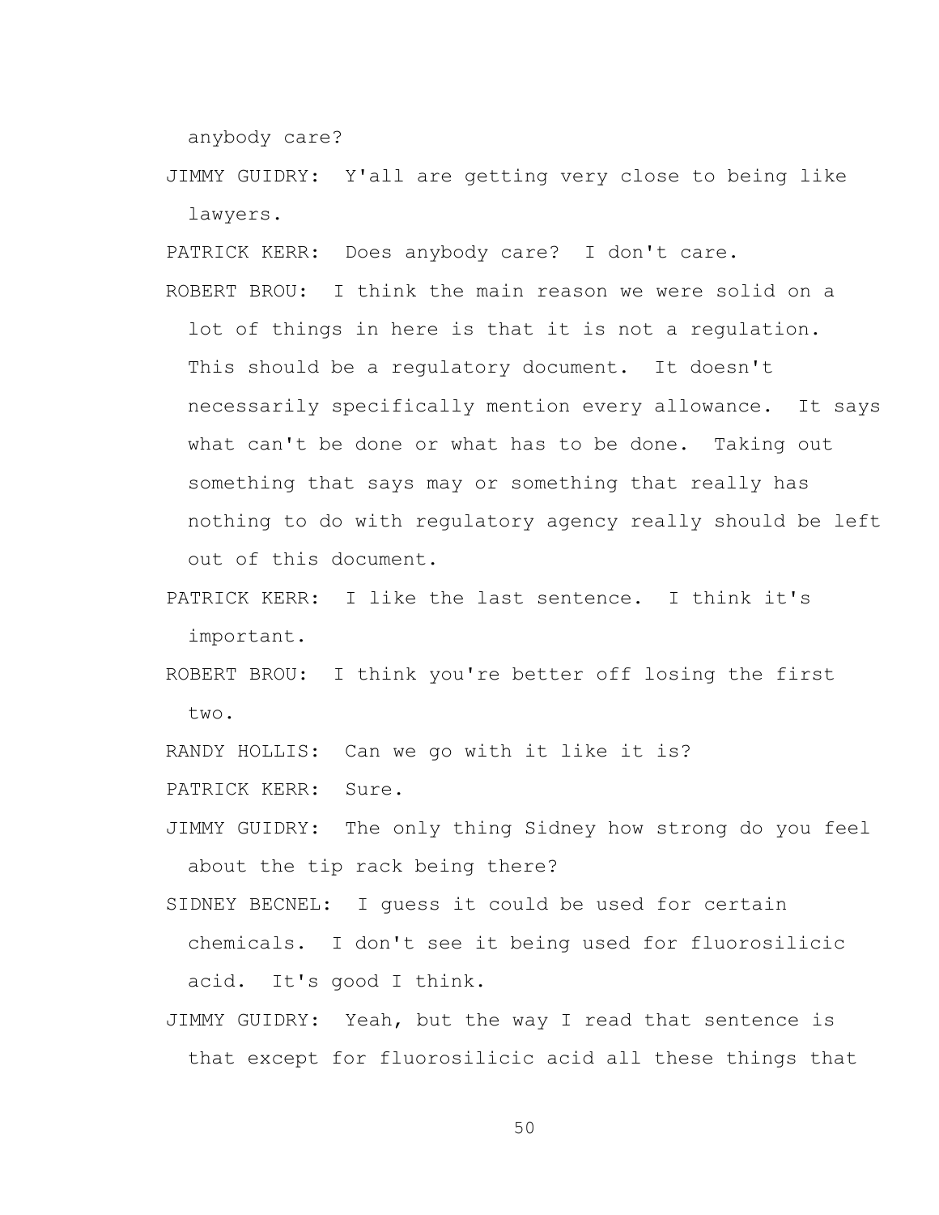anybody care?

JIMMY GUIDRY: Y'all are getting very close to being like lawyers.

PATRICK KERR: Does anybody care? I don't care.

ROBERT BROU: I think the main reason we were solid on a lot of things in here is that it is not a regulation. This should be a regulatory document. It doesn't necessarily specifically mention every allowance. It says what can't be done or what has to be done. Taking out something that says may or something that really has nothing to do with regulatory agency really should be left out of this document.

PATRICK KERR: I like the last sentence. I think it's important.

ROBERT BROU: I think you're better off losing the first two.

RANDY HOLLIS: Can we go with it like it is?

PATRICK KERR: Sure.

JIMMY GUIDRY: The only thing Sidney how strong do you feel about the tip rack being there?

SIDNEY BECNEL: I guess it could be used for certain chemicals. I don't see it being used for fluorosilicic acid. It's good I think.

JIMMY GUIDRY: Yeah, but the way I read that sentence is that except for fluorosilicic acid all these things that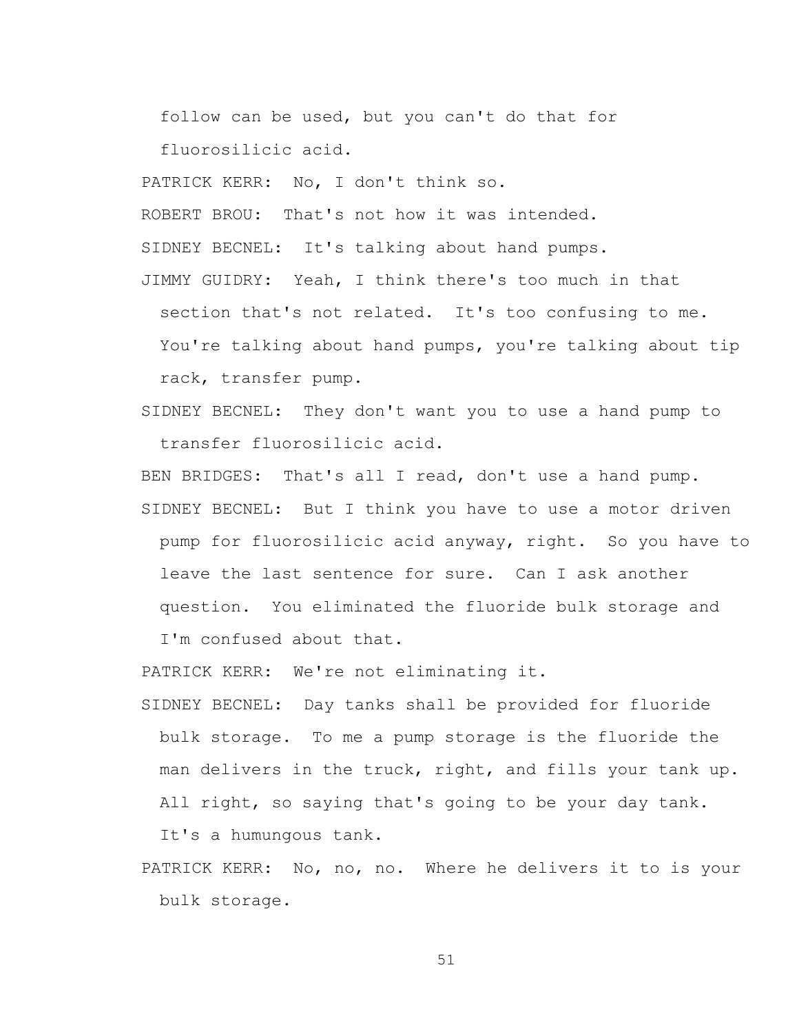follow can be used, but you can't do that for fluorosilicic acid.

PATRICK KERR: No, I don't think so.

ROBERT BROU: That's not how it was intended.

SIDNEY BECNEL: It's talking about hand pumps.

JIMMY GUIDRY: Yeah, I think there's too much in that section that's not related. It's too confusing to me. You're talking about hand pumps, you're talking about tip rack, transfer pump.

SIDNEY BECNEL: They don't want you to use a hand pump to transfer fluorosilicic acid.

BEN BRIDGES: That's all I read, don't use a hand pump.

SIDNEY BECNEL: But I think you have to use a motor driven pump for fluorosilicic acid anyway, right. So you have to leave the last sentence for sure. Can I ask another question. You eliminated the fluoride bulk storage and I'm confused about that.

PATRICK KERR: We're not eliminating it.

SIDNEY BECNEL: Day tanks shall be provided for fluoride bulk storage. To me a pump storage is the fluoride the man delivers in the truck, right, and fills your tank up. All right, so saying that's going to be your day tank. It's a humungous tank.

PATRICK KERR: No, no, no. Where he delivers it to is your bulk storage.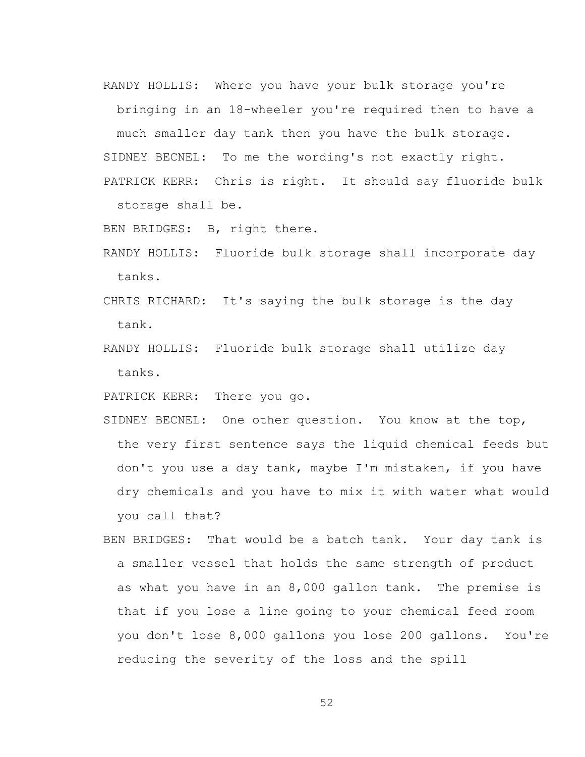RANDY HOLLIS: Where you have your bulk storage you're bringing in an 18-wheeler you're required then to have a much smaller day tank then you have the bulk storage.

SIDNEY BECNEL: To me the wording's not exactly right.

PATRICK KERR: Chris is right. It should say fluoride bulk storage shall be.

BEN BRIDGES: B, right there.

RANDY HOLLIS: Fluoride bulk storage shall incorporate day tanks.

CHRIS RICHARD: It's saying the bulk storage is the day tank.

RANDY HOLLIS: Fluoride bulk storage shall utilize day tanks.

PATRICK KERR: There you go.

SIDNEY BECNEL: One other question. You know at the top, the very first sentence says the liquid chemical feeds but don't you use a day tank, maybe I'm mistaken, if you have dry chemicals and you have to mix it with water what would you call that?

BEN BRIDGES: That would be a batch tank. Your day tank is a smaller vessel that holds the same strength of product as what you have in an 8,000 gallon tank. The premise is that if you lose a line going to your chemical feed room you don't lose 8,000 gallons you lose 200 gallons. You're reducing the severity of the loss and the spill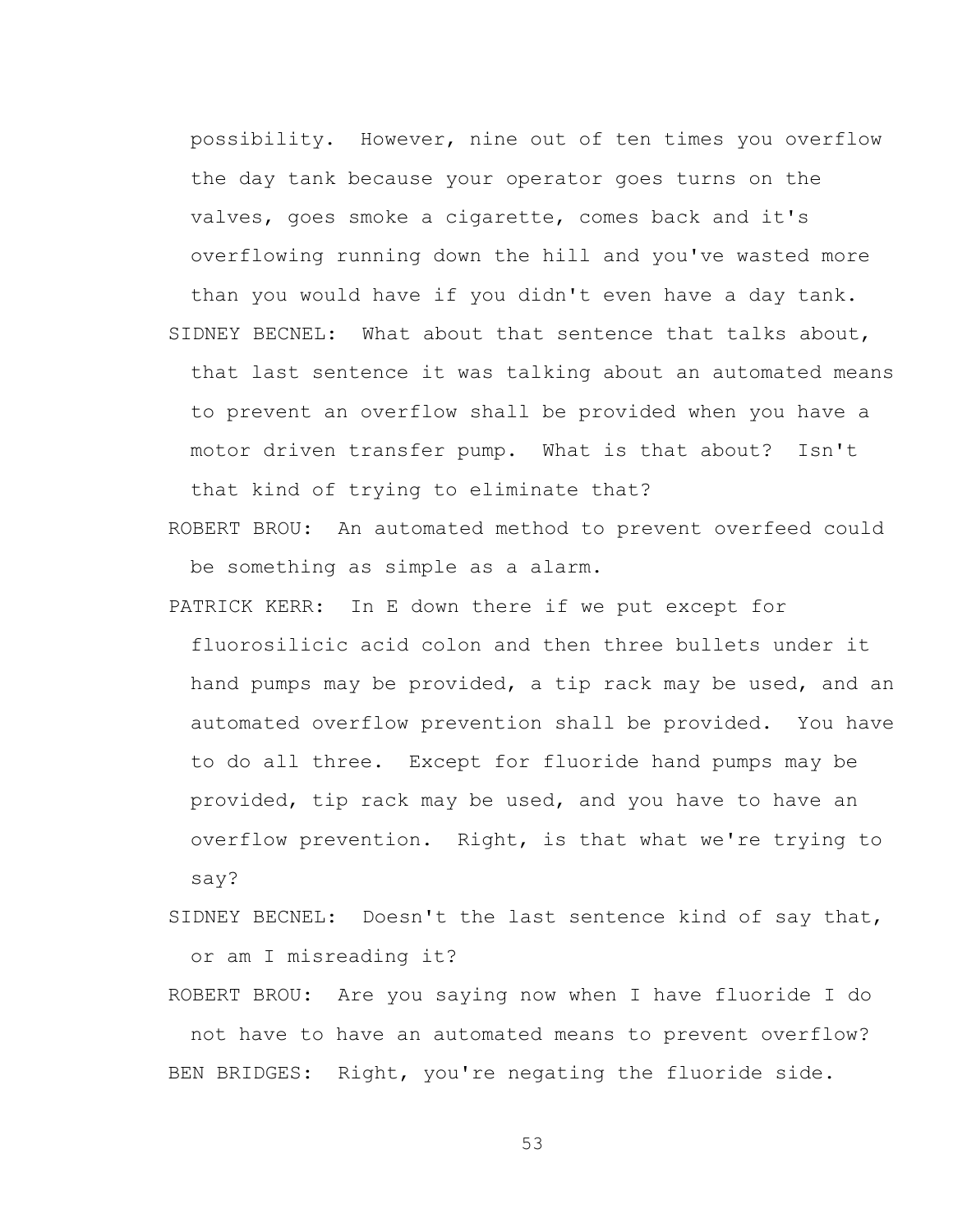possibility. However, nine out of ten times you overflow the day tank because your operator goes turns on the valves, goes smoke a cigarette, comes back and it's overflowing running down the hill and you've wasted more than you would have if you didn't even have a day tank.

SIDNEY BECNEL: What about that sentence that talks about, that last sentence it was talking about an automated means to prevent an overflow shall be provided when you have a motor driven transfer pump. What is that about? Isn't that kind of trying to eliminate that?

ROBERT BROU: An automated method to prevent overfeed could be something as simple as a alarm.

PATRICK KERR: In E down there if we put except for fluorosilicic acid colon and then three bullets under it hand pumps may be provided, a tip rack may be used, and an automated overflow prevention shall be provided. You have to do all three. Except for fluoride hand pumps may be provided, tip rack may be used, and you have to have an overflow prevention. Right, is that what we're trying to say?

SIDNEY BECNEL: Doesn't the last sentence kind of say that, or am I misreading it?

ROBERT BROU: Are you saying now when I have fluoride I do not have to have an automated means to prevent overflow?

BEN BRIDGES: Right, you're negating the fluoride side.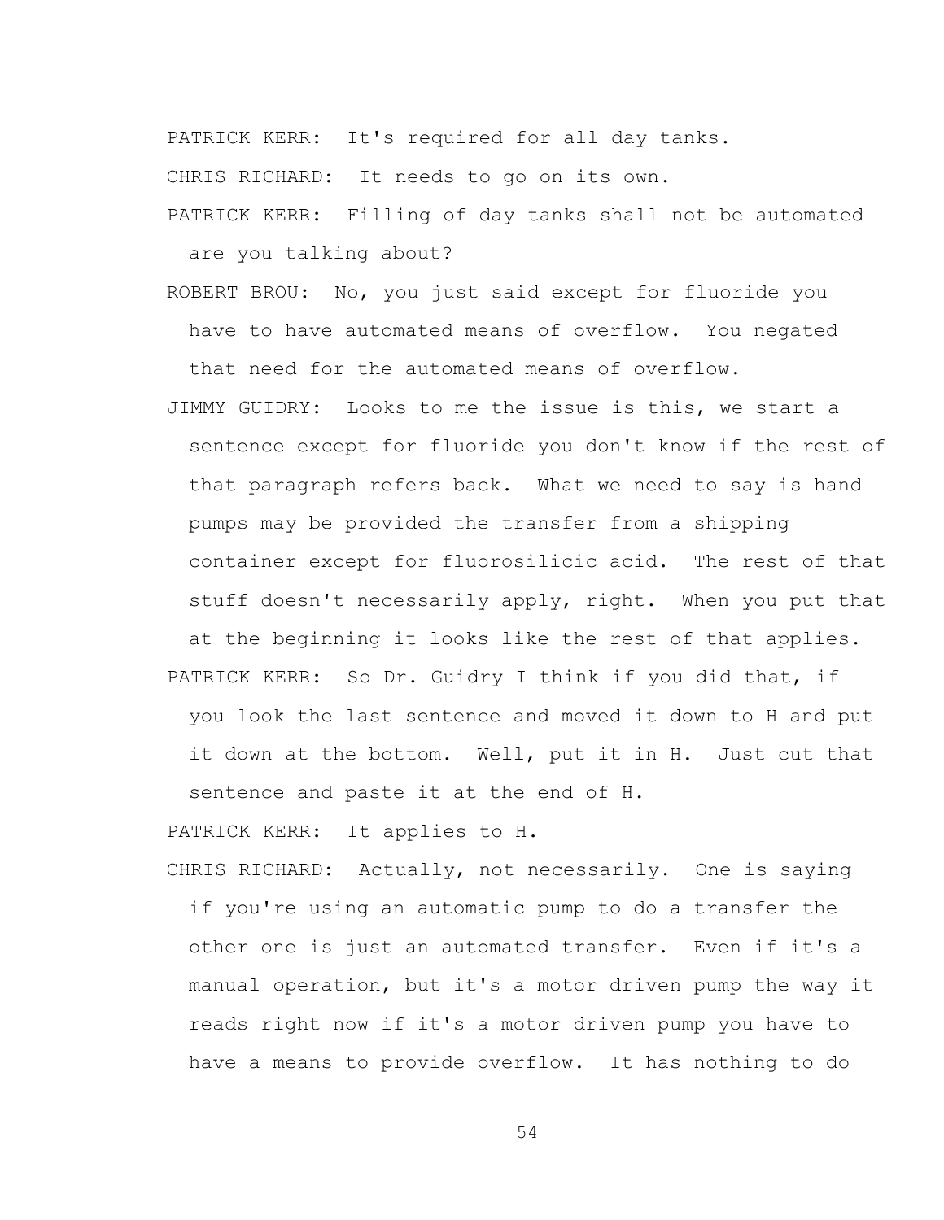PATRICK KERR: It's required for all day tanks.

CHRIS RICHARD: It needs to go on its own.

PATRICK KERR: Filling of day tanks shall not be automated are you talking about?

ROBERT BROU: No, you just said except for fluoride you have to have automated means of overflow. You negated that need for the automated means of overflow.

JIMMY GUIDRY: Looks to me the issue is this, we start a sentence except for fluoride you don't know if the rest of that paragraph refers back. What we need to say is hand pumps may be provided the transfer from a shipping container except for fluorosilicic acid. The rest of that stuff doesn't necessarily apply, right. When you put that at the beginning it looks like the rest of that applies.

PATRICK KERR: So Dr. Guidry I think if you did that, if you look the last sentence and moved it down to H and put it down at the bottom. Well, put it in H. Just cut that sentence and paste it at the end of H.

PATRICK KERR: It applies to H.

CHRIS RICHARD: Actually, not necessarily. One is saying if you're using an automatic pump to do a transfer the other one is just an automated transfer. Even if it's a manual operation, but it's a motor driven pump the way it reads right now if it's a motor driven pump you have to have a means to provide overflow. It has nothing to do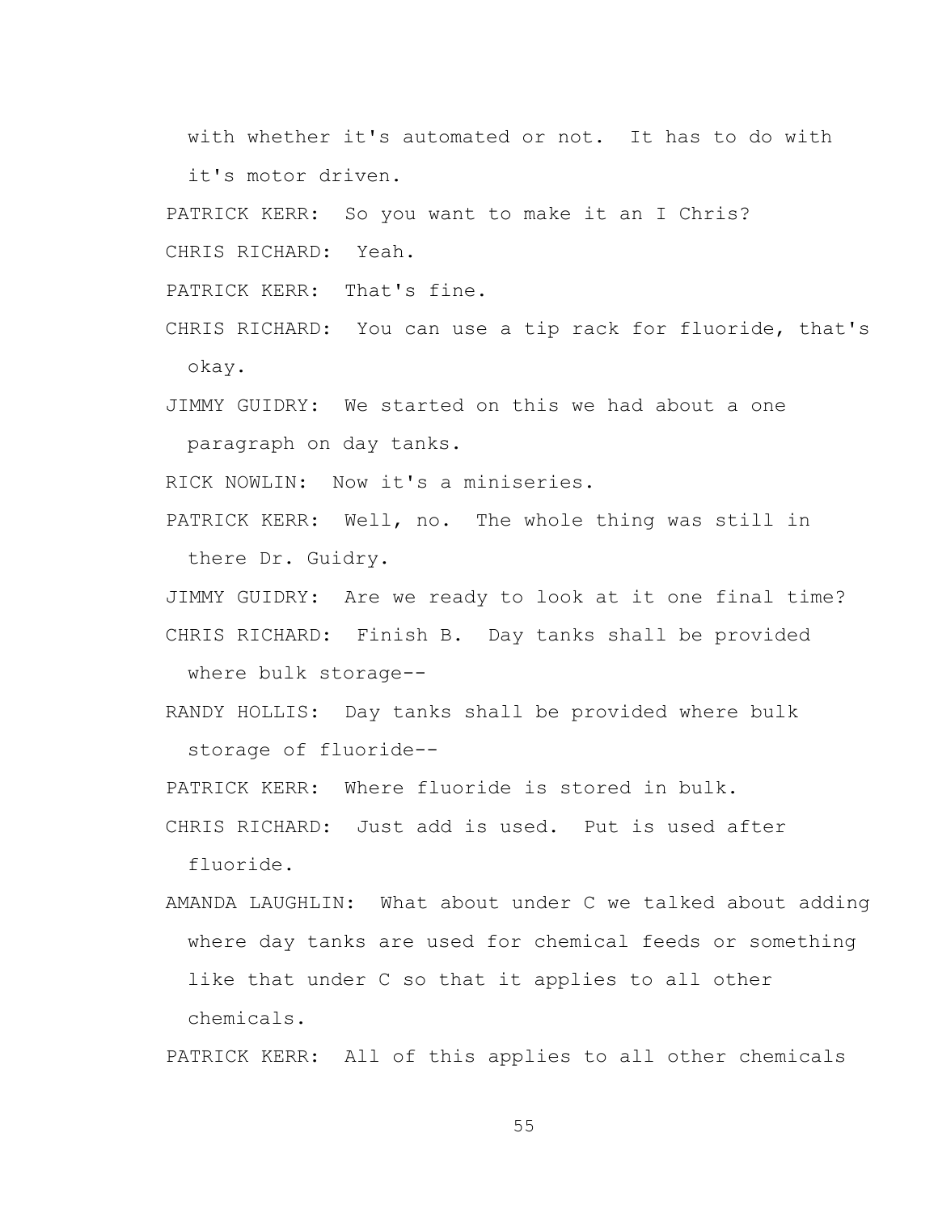with whether it's automated or not. It has to do with it's motor driven.

PATRICK KERR: So you want to make it an I Chris?

CHRIS RICHARD: Yeah.

PATRICK KERR: That's fine.

CHRIS RICHARD: You can use a tip rack for fluoride, that's okay.

JIMMY GUIDRY: We started on this we had about a one paragraph on day tanks.

RICK NOWLIN: Now it's a miniseries.

PATRICK KERR: Well, no. The whole thing was still in there Dr. Guidry.

JIMMY GUIDRY: Are we ready to look at it one final time?

CHRIS RICHARD: Finish B. Day tanks shall be provided where bulk storage--

RANDY HOLLIS: Day tanks shall be provided where bulk storage of fluoride--

PATRICK KERR: Where fluoride is stored in bulk.

CHRIS RICHARD: Just add is used. Put is used after fluoride.

AMANDA LAUGHLIN: What about under C we talked about adding where day tanks are used for chemical feeds or something like that under C so that it applies to all other chemicals.

PATRICK KERR: All of this applies to all other chemicals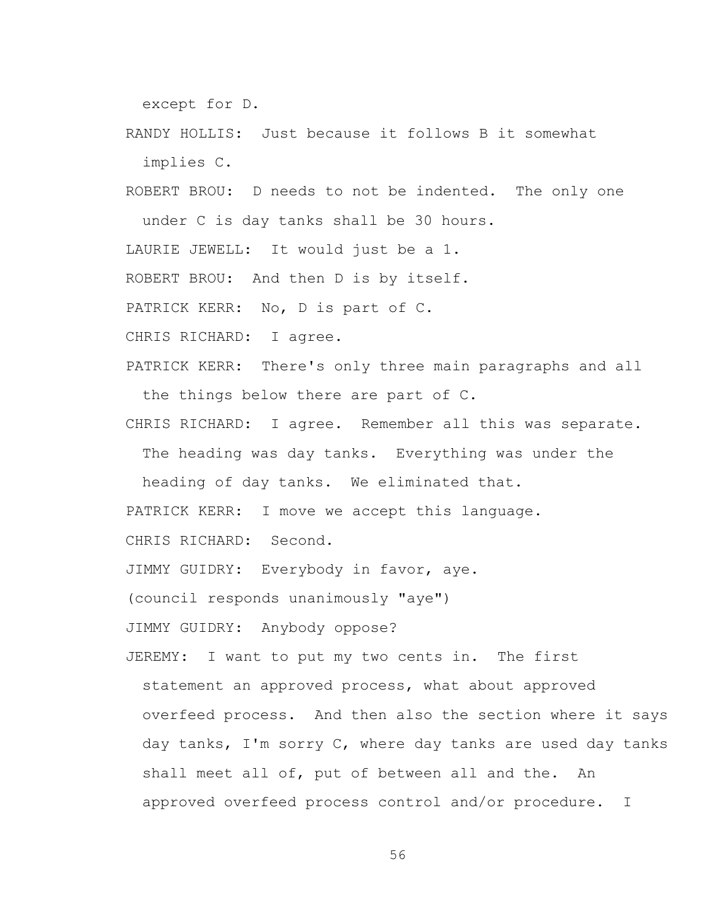except for D.

RANDY HOLLIS: Just because it follows B it somewhat implies C.

ROBERT BROU: D needs to not be indented. The only one under C is day tanks shall be 30 hours.

LAURIE JEWELL: It would just be a 1.

ROBERT BROU: And then D is by itself.

PATRICK KERR: No, D is part of C.

CHRIS RICHARD: I agree.

PATRICK KERR: There's only three main paragraphs and all the things below there are part of C.

CHRIS RICHARD: I agree. Remember all this was separate. The heading was day tanks. Everything was under the heading of day tanks. We eliminated that.

PATRICK KERR: I move we accept this language.

CHRIS RICHARD: Second.

JIMMY GUIDRY: Everybody in favor, aye.

(council responds unanimously "aye")

JIMMY GUIDRY: Anybody oppose?

JEREMY: I want to put my two cents in. The first statement an approved process, what about approved overfeed process. And then also the section where it says day tanks, I'm sorry C, where day tanks are used day tanks shall meet all of, put of between all and the. An approved overfeed process control and/or procedure. I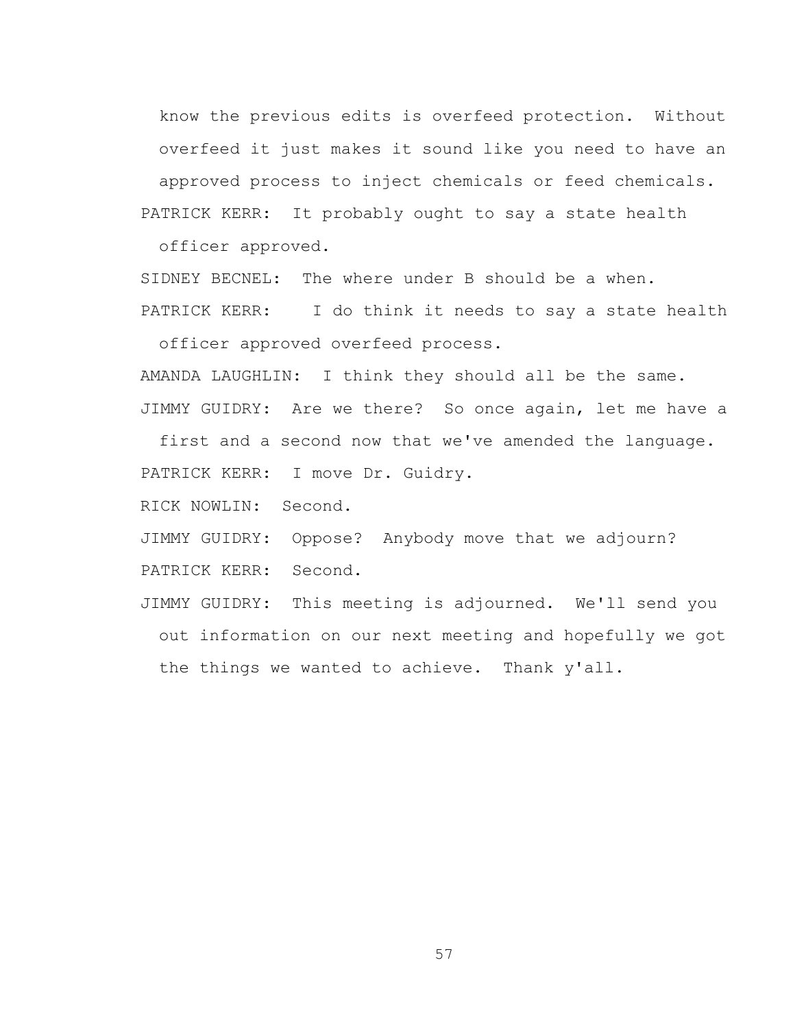know the previous edits is overfeed protection. Without overfeed it just makes it sound like you need to have an approved process to inject chemicals or feed chemicals.

PATRICK KERR: It probably ought to say a state health officer approved.

SIDNEY BECNEL: The where under B should be a when.

PATRICK KERR: I do think it needs to say a state health officer approved overfeed process.

AMANDA LAUGHLIN: I think they should all be the same.

JIMMY GUIDRY: Are we there? So once again, let me have a first and a second now that we've amended the language.

PATRICK KERR: I move Dr. Guidry.

RICK NOWLIN: Second.

JIMMY GUIDRY: Oppose? Anybody move that we adjourn?

PATRICK KERR: Second.

JIMMY GUIDRY: This meeting is adjourned. We'll send you out information on our next meeting and hopefully we got the things we wanted to achieve. Thank y'all.